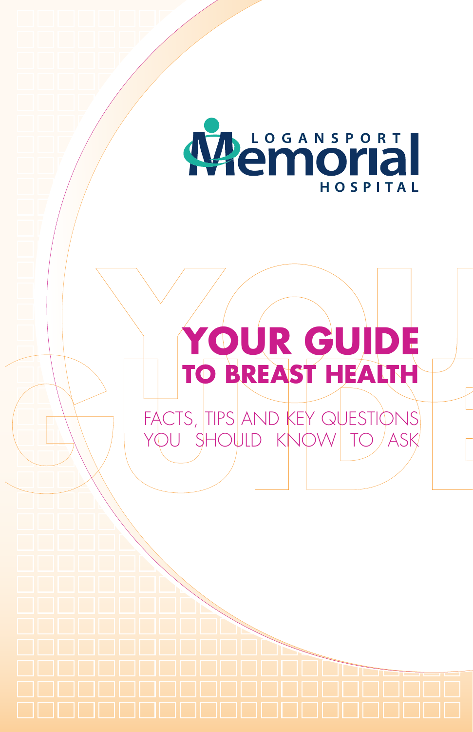LOGANSPORT Memorial HOSPITAL

# YOUR GUIDE
## TO BREAST HEALTH

FACTS, TIPS AND KEY QUESTIONS YOU SHOULD KNOW TO ASK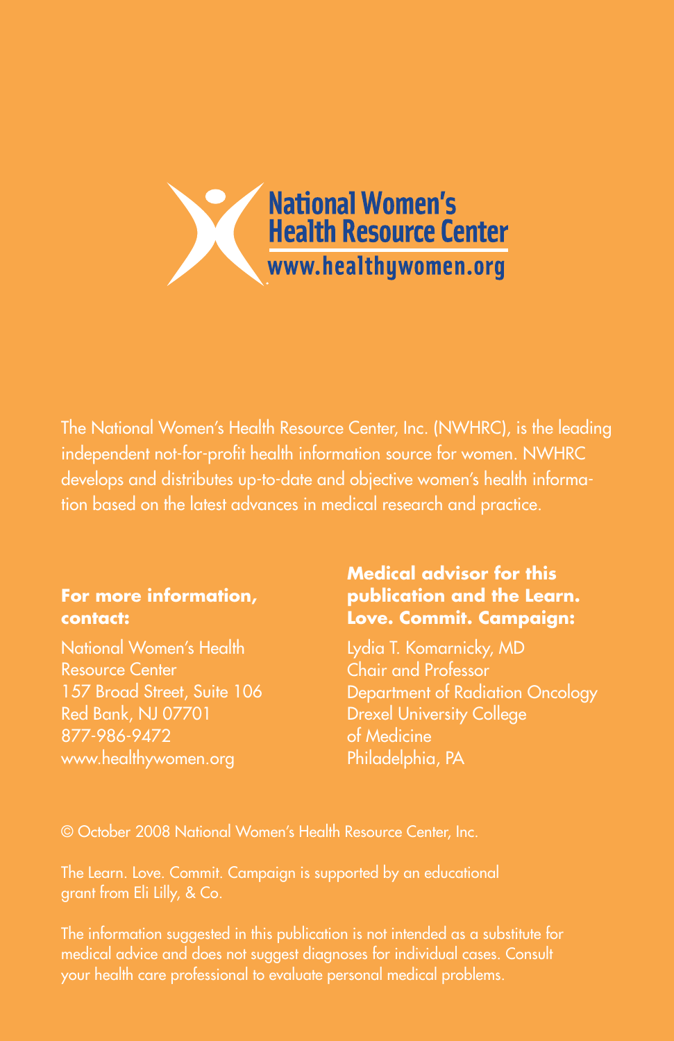**National Women's Health Resource Center**
www.healthywomen.org

The National Women's Health Resource Center, Inc. (NWHRC), is the leading independent not-for-profit health information source for women. NWHRC develops and distributes up-to-date and objective women's health information based on the latest advances in medical research and practice.

**For more information, contact:**

National Women's Health Resource Center
157 Broad Street, Suite 106
Red Bank, NJ 07701
877-986-9472
www.healthywomen.org

**Medical advisor for this publication and the Learn. Love. Commit. Campaign:**

Lydia T. Komarnicky, MD
Chair and Professor
Department of Radiation Oncology
Drexel University College of Medicine
Philadelphia, PA

© October 2008 National Women's Health Resource Center, Inc.

The Learn. Love. Commit. Campaign is supported by an educational grant from Eli Lilly, & Co.

The information suggested in this publication is not intended as a substitute for medical advice and does not suggest diagnoses for individual cases. Consult your health care professional to evaluate personal medical problems.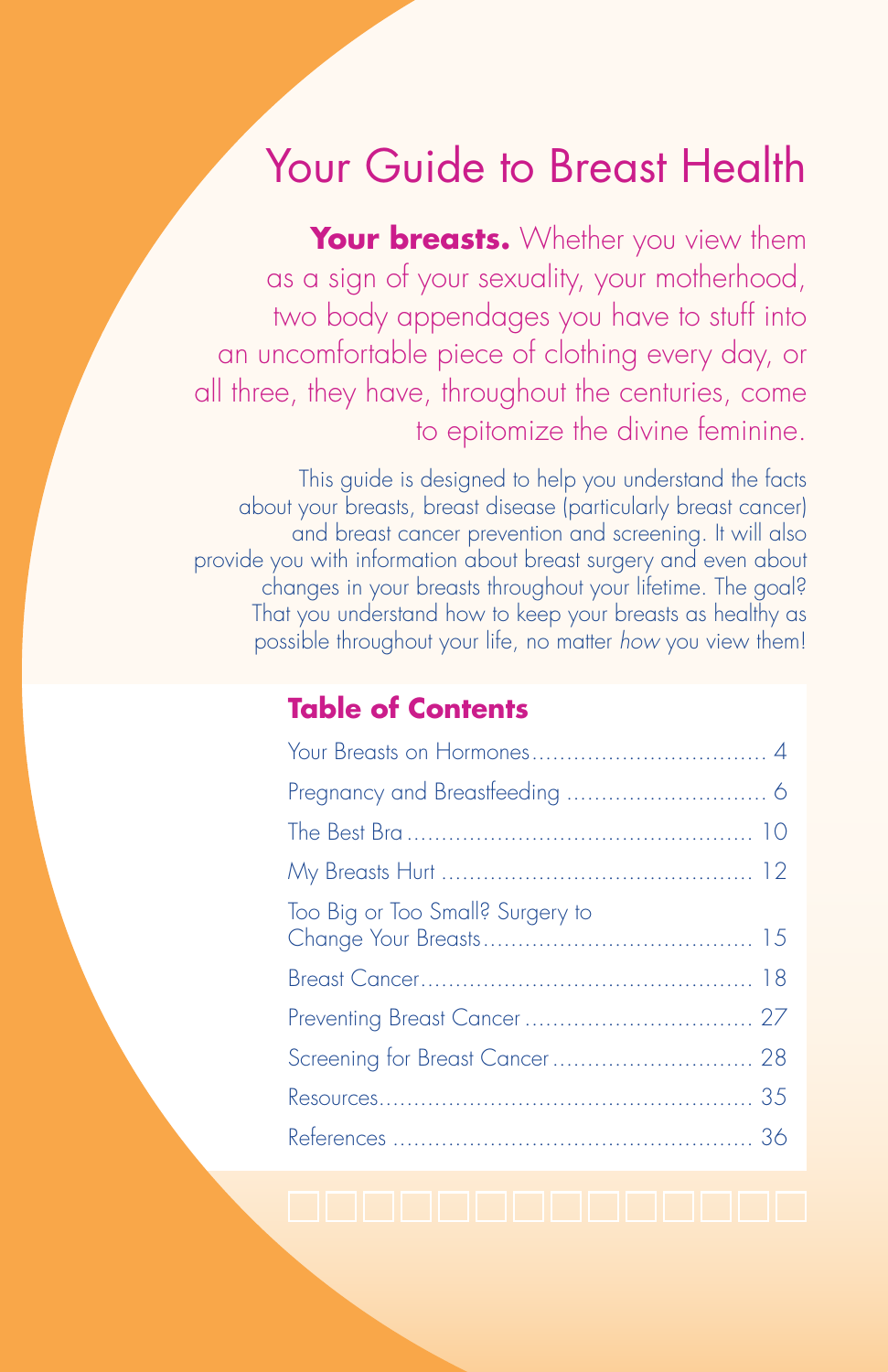# Your Guide to Breast Health

**Your breasts.** Whether you view them as a sign of your sexuality, your motherhood, two body appendages you have to stuff into an uncomfortable piece of clothing every day, or all three, they have, throughout the centuries, come to epitomize the divine feminine.

This guide is designed to help you understand the facts about your breasts, breast disease (particularly breast cancer) and breast cancer prevention and screening. It will also provide you with information about breast surgery and even about changes in your breasts throughout your lifetime. The goal? That you understand how to keep your breasts as healthy as possible throughout your life, no matter *how* you view them!

## Table of Contents

| | |
|---|---|
| Your Breasts on Hormones | 4 |
| Pregnancy and Breastfeeding | 6 |
| The Best Bra | 10 |
| My Breasts Hurt | 12 |
| Too Big or Too Small? Surgery to Change Your Breasts | 15 |
| Breast Cancer | 18 |
| Preventing Breast Cancer | 27 |
| Screening for Breast Cancer | 28 |
| Resources | 35 |
| References | 36 |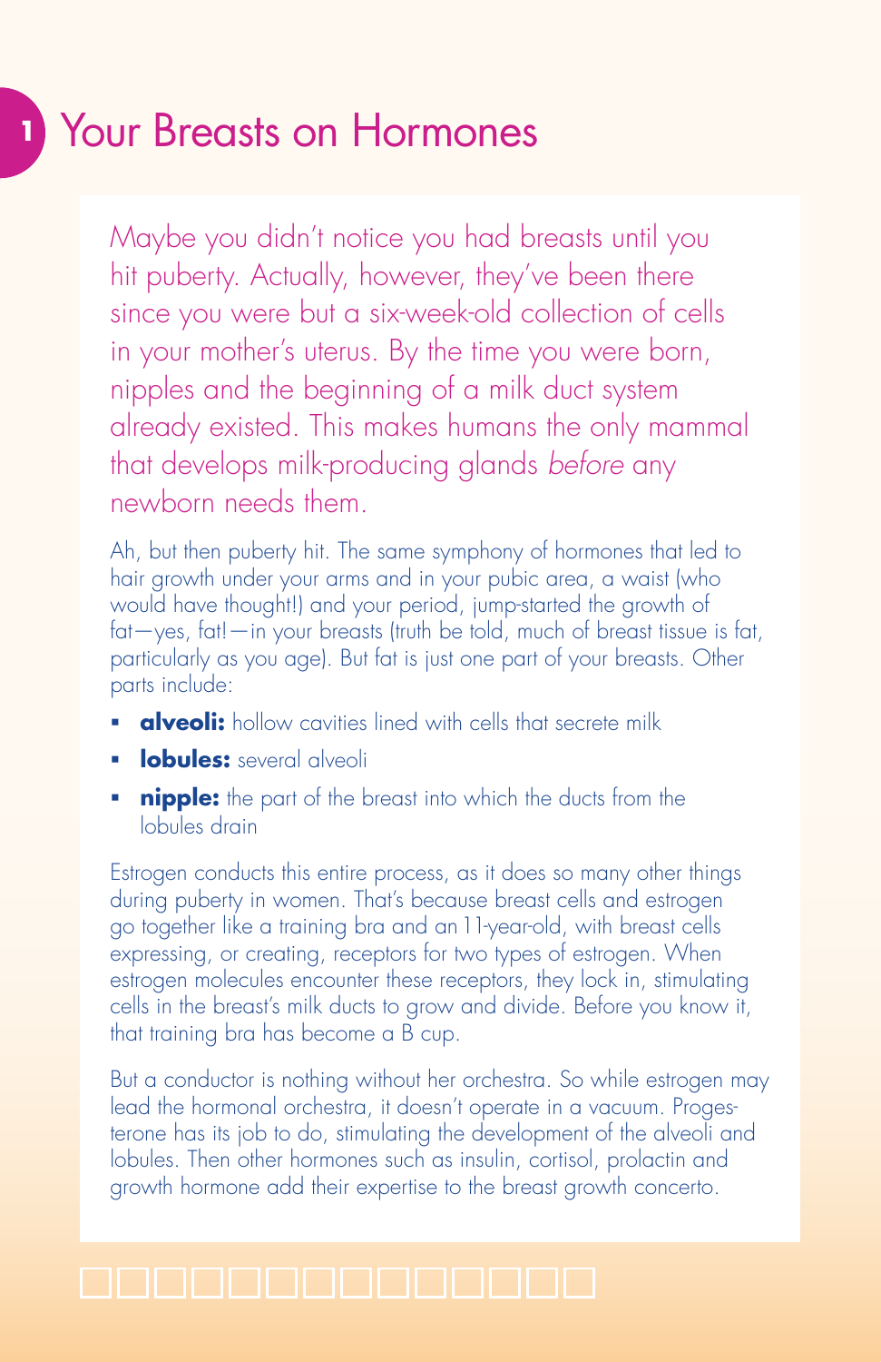# 1 Your Breasts on Hormones

Maybe you didn't notice you had breasts until you hit puberty. Actually, however, they've been there since you were but a six-week-old collection of cells in your mother's uterus. By the time you were born, nipples and the beginning of a milk duct system already existed. This makes humans the only mammal that develops milk-producing glands *before* any newborn needs them.

Ah, but then puberty hit. The same symphony of hormones that led to hair growth under your arms and in your pubic area, a waist (who would have thought!) and your period, jump-started the growth of fat—yes, fat!—in your breasts (truth be told, much of breast tissue is fat, particularly as you age). But fat is just one part of your breasts. Other parts include:

- **alveoli:** hollow cavities lined with cells that secrete milk
- **lobules:** several alveoli
- **nipple:** the part of the breast into which the ducts from the lobules drain

Estrogen conducts this entire process, as it does so many other things during puberty in women. That's because breast cells and estrogen go together like a training bra and an 11-year-old, with breast cells expressing, or creating, receptors for two types of estrogen. When estrogen molecules encounter these receptors, they lock in, stimulating cells in the breast's milk ducts to grow and divide. Before you know it, that training bra has become a B cup.

But a conductor is nothing without her orchestra. So while estrogen may lead the hormonal orchestra, it doesn't operate in a vacuum. Progesterone has its job to do, stimulating the development of the alveoli and lobules. Then other hormones such as insulin, cortisol, prolactin and growth hormone add their expertise to the breast growth concerto.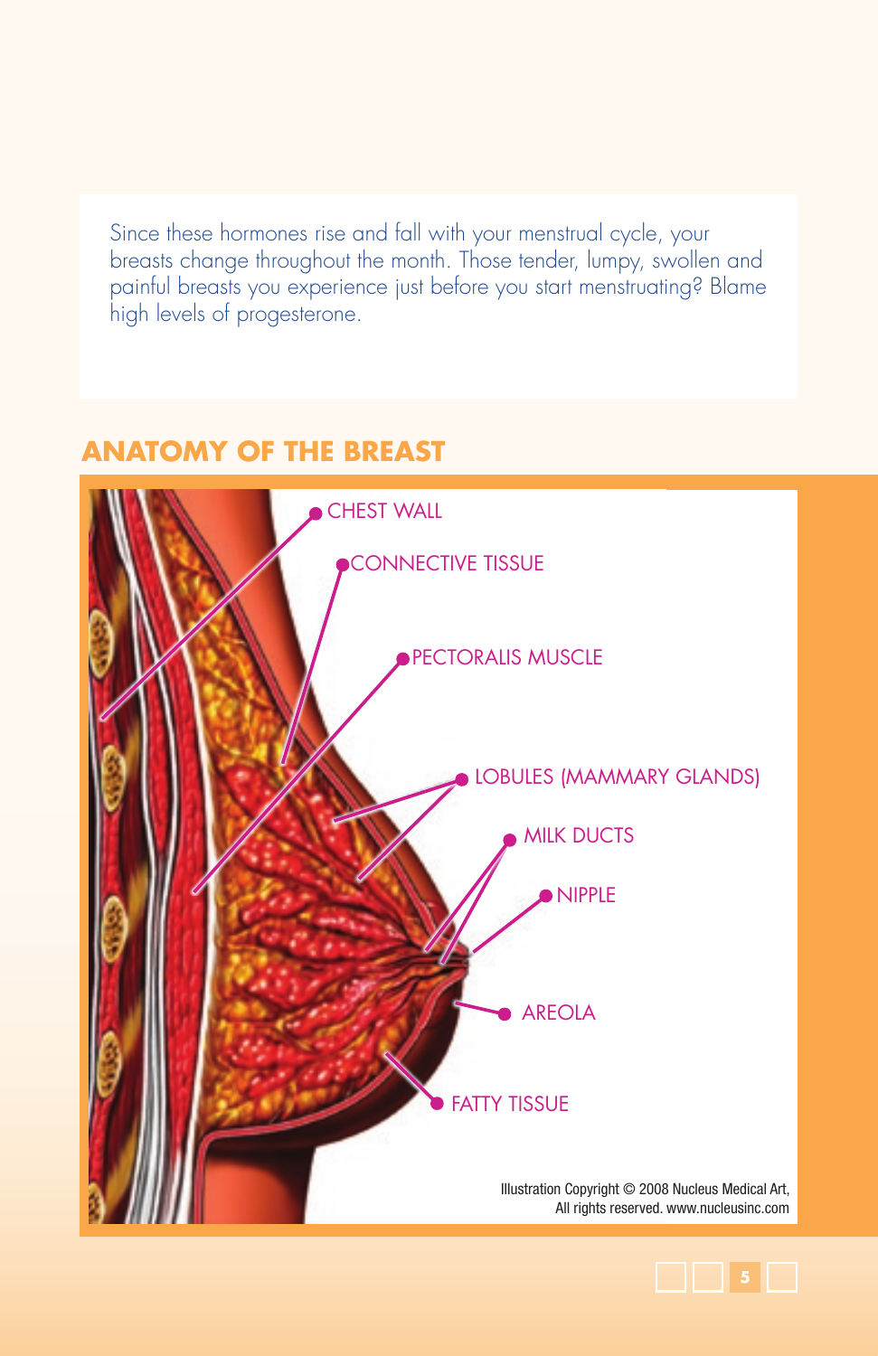Since these hormones rise and fall with your menstrual cycle, your breasts change throughout the month. Those tender, lumpy, swollen and painful breasts you experience just before you start menstruating? Blame high levels of progesterone.

## ANATOMY OF THE BREAST

CHEST WALL

CONNECTIVE TISSUE

PECTORALIS MUSCLE

LOBULES (MAMMARY GLANDS)

MILK DUCTS

NIPPLE

AREOLA

FATTY TISSUE

Illustration Copyright © 2008 Nucleus Medical Art, All rights reserved. www.nucleusinc.com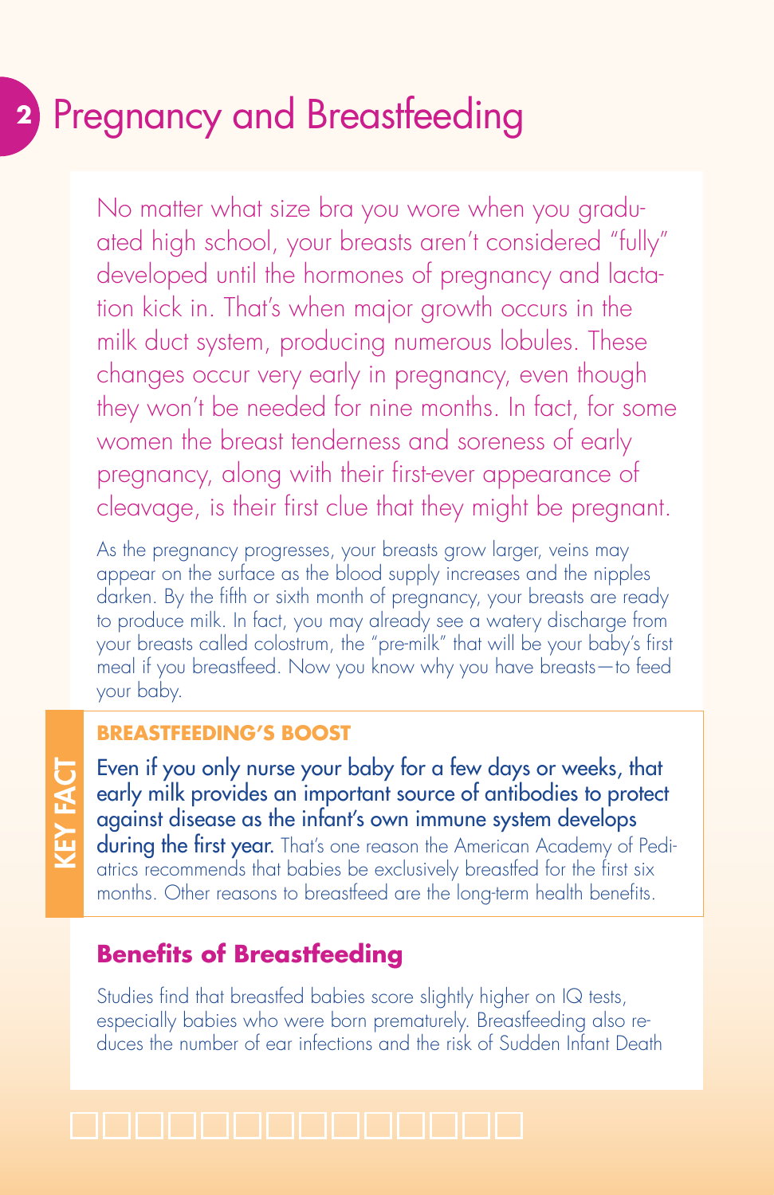# 2 Pregnancy and Breastfeeding

No matter what size bra you wore when you graduated high school, your breasts aren't considered "fully" developed until the hormones of pregnancy and lactation kick in. That's when major growth occurs in the milk duct system, producing numerous lobules. These changes occur very early in pregnancy, even though they won't be needed for nine months. In fact, for some women the breast tenderness and soreness of early pregnancy, along with their first-ever appearance of cleavage, is their first clue that they might be pregnant.

As the pregnancy progresses, your breasts grow larger, veins may appear on the surface as the blood supply increases and the nipples darken. By the fifth or sixth month of pregnancy, your breasts are ready to produce milk. In fact, you may already see a watery discharge from your breasts called colostrum, the "pre-milk" that will be your baby's first meal if you breastfeed. Now you know why you have breasts—to feed your baby.

**KEY FACT**

**BREASTFEEDING'S BOOST**

**Even if you only nurse your baby for a few days or weeks, that early milk provides an important source of antibodies to protect against disease as the infant's own immune system develops during the first year.** That's one reason the American Academy of Pediatrics recommends that babies be exclusively breastfed for the first six months. Other reasons to breastfeed are the long-term health benefits.

## Benefits of Breastfeeding

Studies find that breastfed babies score slightly higher on IQ tests, especially babies who were born prematurely. Breastfeeding also reduces the number of ear infections and the risk of Sudden Infant Death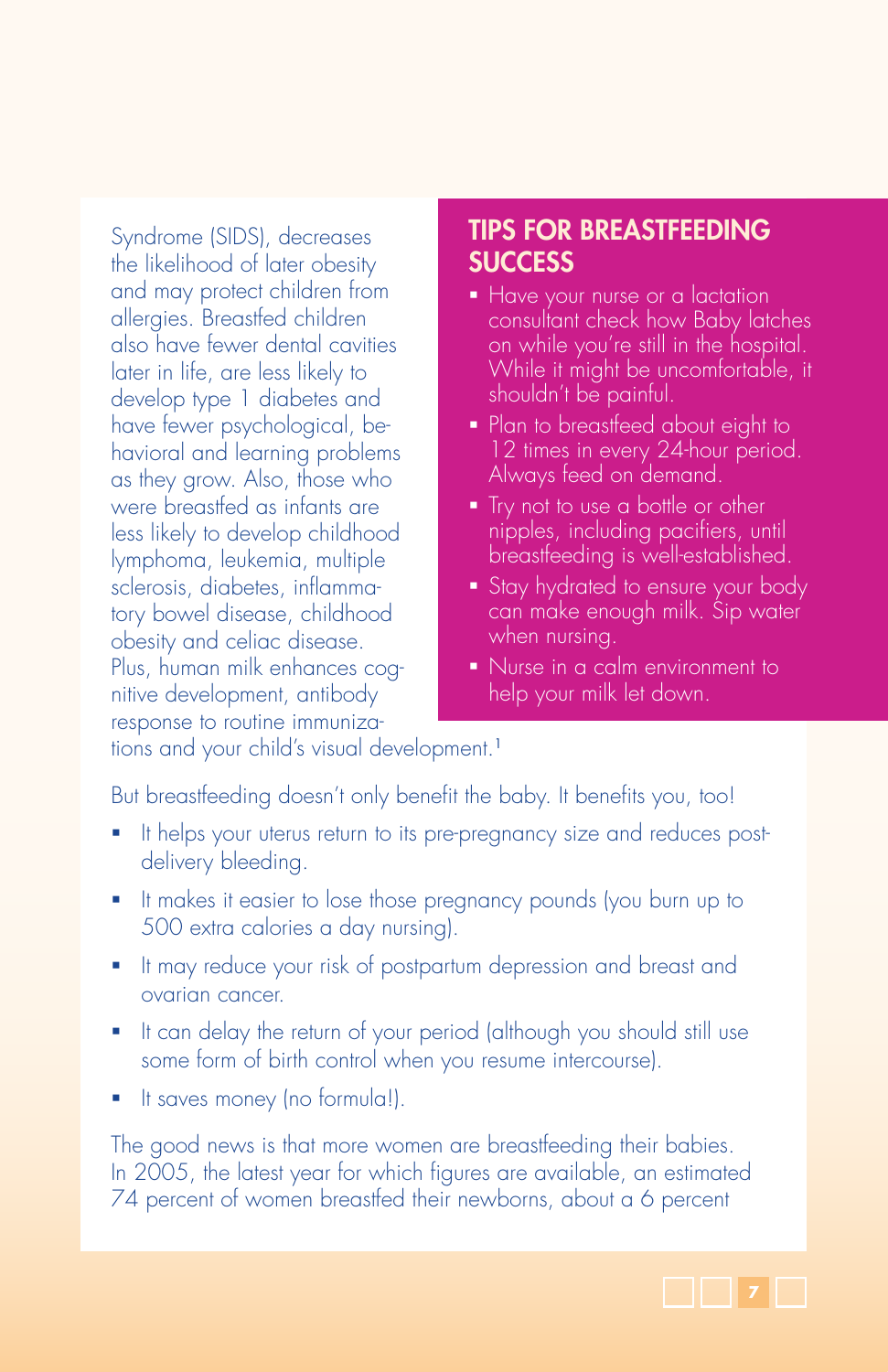Syndrome (SIDS), decreases the likelihood of later obesity and may protect children from allergies. Breastfed children also have fewer dental cavities later in life, are less likely to develop type 1 diabetes and have fewer psychological, behavioral and learning problems as they grow. Also, those who were breastfed as infants are less likely to develop childhood lymphoma, leukemia, multiple sclerosis, diabetes, inflammatory bowel disease, childhood obesity and celiac disease. Plus, human milk enhances cognitive development, antibody response to routine immunizations and your child's visual development.[1]

## TIPS FOR BREASTFEEDING SUCCESS

- Have your nurse or a lactation consultant check how Baby latches on while you're still in the hospital. While it might be uncomfortable, it shouldn't be painful.
- Plan to breastfeed about eight to 12 times in every 24-hour period. Always feed on demand.
- Try not to use a bottle or other nipples, including pacifiers, until breastfeeding is well-established.
- Stay hydrated to ensure your body can make enough milk. Sip water when nursing.
- Nurse in a calm environment to help your milk let down.

But breastfeeding doesn't only benefit the baby. It benefits you, too!

- It helps your uterus return to its pre-pregnancy size and reduces post-delivery bleeding.
- It makes it easier to lose those pregnancy pounds (you burn up to 500 extra calories a day nursing).
- It may reduce your risk of postpartum depression and breast and ovarian cancer.
- It can delay the return of your period (although you should still use some form of birth control when you resume intercourse).
- It saves money (no formula!).

The good news is that more women are breastfeeding their babies. In 2005, the latest year for which figures are available, an estimated 74 percent of women breastfed their newborns, about a 6 percent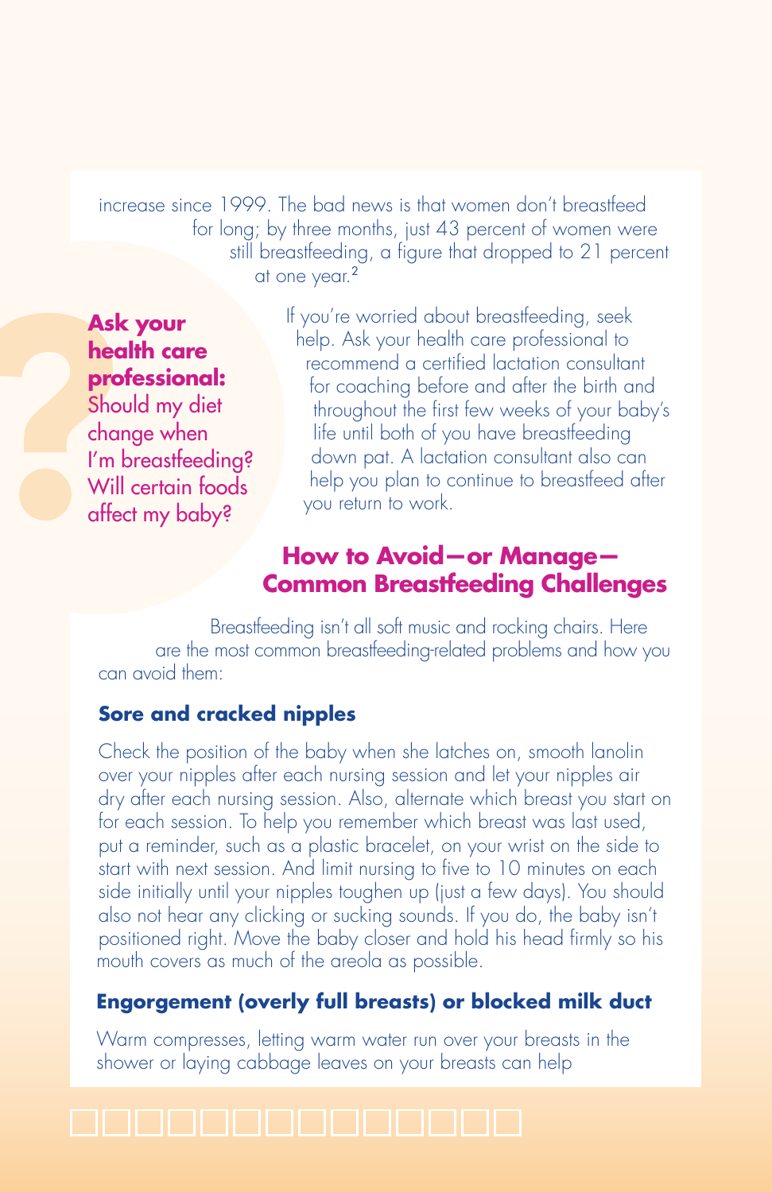increase since 1999. The bad news is that women don't breastfeed for long; by three months, just 43 percent of women were still breastfeeding, a figure that dropped to 21 percent at one year.[2]

**Ask your health care professional:** Should my diet change when I'm breastfeeding? Will certain foods affect my baby?

If you're worried about breastfeeding, seek help. Ask your health care professional to recommend a certified lactation consultant for coaching before and after the birth and throughout the first few weeks of your baby's life until both of you have breastfeeding down pat. A lactation consultant also can help you plan to continue to breastfeed after you return to work.

## How to Avoid—or Manage—Common Breastfeeding Challenges

Breastfeeding isn't all soft music and rocking chairs. Here are the most common breastfeeding-related problems and how you can avoid them:

### Sore and cracked nipples

Check the position of the baby when she latches on, smooth lanolin over your nipples after each nursing session and let your nipples air dry after each nursing session. Also, alternate which breast you start on for each session. To help you remember which breast was last used, put a reminder, such as a plastic bracelet, on your wrist on the side to start with next session. And limit nursing to five to 10 minutes on each side initially until your nipples toughen up (just a few days). You should also not hear any clicking or sucking sounds. If you do, the baby isn't positioned right. Move the baby closer and hold his head firmly so his mouth covers as much of the areola as possible.

### Engorgement (overly full breasts) or blocked milk duct

Warm compresses, letting warm water run over your breasts in the shower or laying cabbage leaves on your breasts can help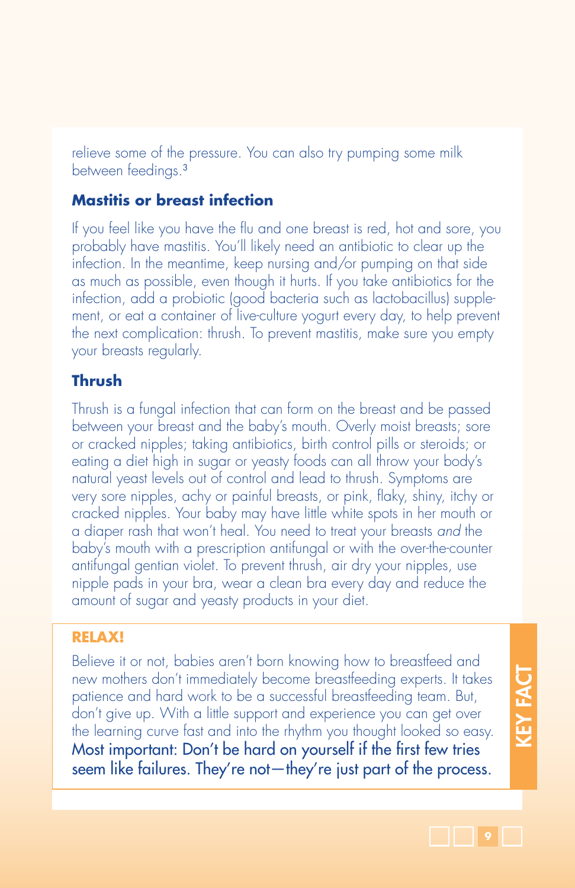relieve some of the pressure. You can also try pumping some milk between feedings.[3]

### Mastitis or breast infection

If you feel like you have the flu and one breast is red, hot and sore, you probably have mastitis. You'll likely need an antibiotic to clear up the infection. In the meantime, keep nursing and/or pumping on that side as much as possible, even though it hurts. If you take antibiotics for the infection, add a probiotic (good bacteria such as lactobacillus) supplement, or eat a container of live-culture yogurt every day, to help prevent the next complication: thrush. To prevent mastitis, make sure you empty your breasts regularly.

### Thrush

Thrush is a fungal infection that can form on the breast and be passed between your breast and the baby's mouth. Overly moist breasts; sore or cracked nipples; taking antibiotics, birth control pills or steroids; or eating a diet high in sugar or yeasty foods can all throw your body's natural yeast levels out of control and lead to thrush. Symptoms are very sore nipples, achy or painful breasts, or pink, flaky, shiny, itchy or cracked nipples. Your baby may have little white spots in her mouth or a diaper rash that won't heal. You need to treat your breasts *and* the baby's mouth with a prescription antifungal or with the over-the-counter antifungal gentian violet. To prevent thrush, air dry your nipples, use nipple pads in your bra, wear a clean bra every day and reduce the amount of sugar and yeasty products in your diet.

**KEY FACT**

**RELAX!**

Believe it or not, babies aren't born knowing how to breastfeed and new mothers don't immediately become breastfeeding experts. It takes patience and hard work to be a successful breastfeeding team. But, don't give up. With a little support and experience you can get over the learning curve fast and into the rhythm you thought looked so easy. Most important: Don't be hard on yourself if the first few tries seem like failures. They're not—they're just part of the process.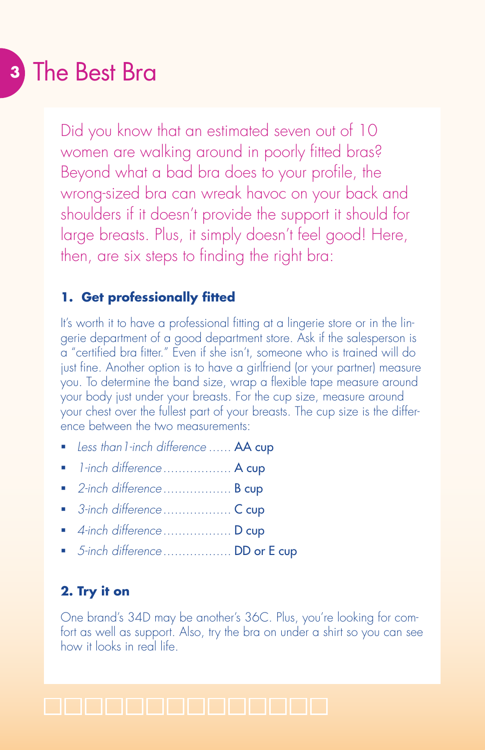# 3 The Best Bra

Did you know that an estimated seven out of 10 women are walking around in poorly fitted bras? Beyond what a bad bra does to your profile, the wrong-sized bra can wreak havoc on your back and shoulders if it doesn't provide the support it should for large breasts. Plus, it simply doesn't feel good! Here, then, are six steps to finding the right bra:

### 1. Get professionally fitted

It's worth it to have a professional fitting at a lingerie store or in the lingerie department of a good department store. Ask if the salesperson is a "certified bra fitter." Even if she isn't, someone who is trained will do just fine. Another option is to have a girlfriend (or your partner) measure you. To determine the band size, wrap a flexible tape measure around your body just under your breasts. For the cup size, measure around your chest over the fullest part of your breasts. The cup size is the difference between the two measurements:

- *Less than 1-inch difference* ...... AA cup
- *1-inch difference* .................. A cup
- *2-inch difference* .................. B cup
- *3-inch difference* .................. C cup
- *4-inch difference* .................. D cup
- *5-inch difference* .................. DD or E cup

### 2. Try it on

One brand's 34D may be another's 36C. Plus, you're looking for comfort as well as support. Also, try the bra on under a shirt so you can see how it looks in real life.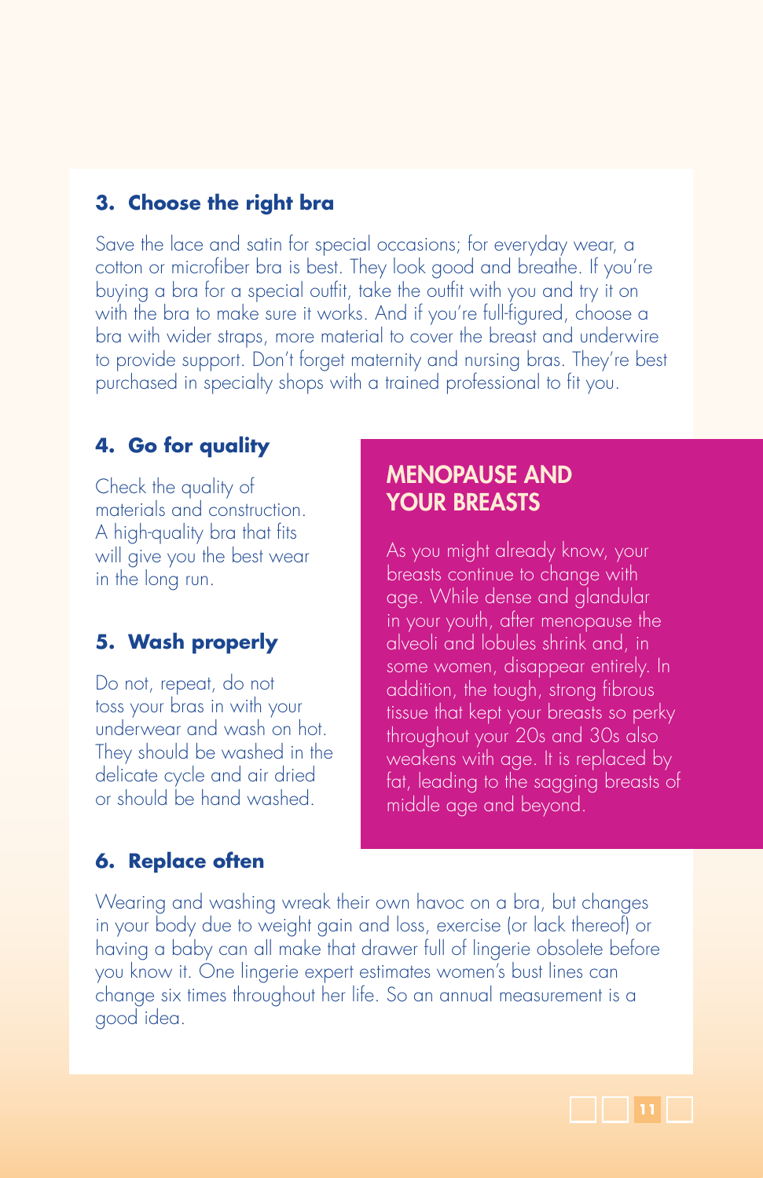### 3. Choose the right bra

Save the lace and satin for special occasions; for everyday wear, a cotton or microfiber bra is best. They look good and breathe. If you're buying a bra for a special outfit, take the outfit with you and try it on with the bra to make sure it works. And if you're full-figured, choose a bra with wider straps, more material to cover the breast and underwire to provide support. Don't forget maternity and nursing bras. They're best purchased in specialty shops with a trained professional to fit you.

### 4. Go for quality

Check the quality of materials and construction. A high-quality bra that fits will give you the best wear in the long run.

### 5. Wash properly

Do not, repeat, do not toss your bras in with your underwear and wash on hot. They should be washed in the delicate cycle and air dried or should be hand washed.

### 6. Replace often

Wearing and washing wreak their own havoc on a bra, but changes in your body due to weight gain and loss, exercise (or lack thereof) or having a baby can all make that drawer full of lingerie obsolete before you know it. One lingerie expert estimates women's bust lines can change six times throughout her life. So an annual measurement is a good idea.

## MENOPAUSE AND YOUR BREASTS

As you might already know, your breasts continue to change with age. While dense and glandular in your youth, after menopause the alveoli and lobules shrink and, in some women, disappear entirely. In addition, the tough, strong fibrous tissue that kept your breasts so perky throughout your 20s and 30s also weakens with age. It is replaced by fat, leading to the sagging breasts of middle age and beyond.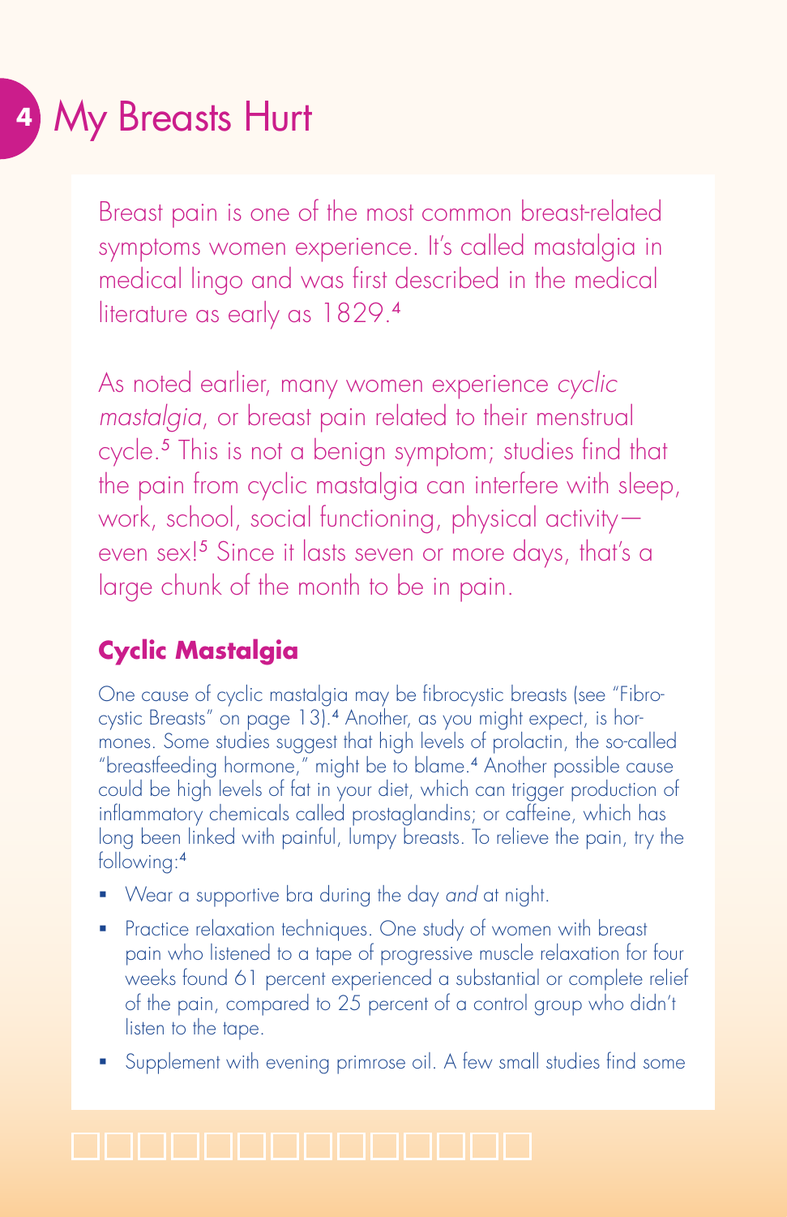# 4 My Breasts Hurt

Breast pain is one of the most common breast-related symptoms women experience. It's called mastalgia in medical lingo and was first described in the medical literature as early as 1829.[4]

As noted earlier, many women experience *cyclic mastalgia*, or breast pain related to their menstrual cycle.[5] This is not a benign symptom; studies find that the pain from cyclic mastalgia can interfere with sleep, work, school, social functioning, physical activity—even sex![5] Since it lasts seven or more days, that's a large chunk of the month to be in pain.

## Cyclic Mastalgia

One cause of cyclic mastalgia may be fibrocystic breasts (see "Fibrocystic Breasts" on page 13).[4] Another, as you might expect, is hormones. Some studies suggest that high levels of prolactin, the so-called "breastfeeding hormone," might be to blame.[4] Another possible cause could be high levels of fat in your diet, which can trigger production of inflammatory chemicals called prostaglandins; or caffeine, which has long been linked with painful, lumpy breasts. To relieve the pain, try the following:[4]

- Wear a supportive bra during the day *and* at night.
- Practice relaxation techniques. One study of women with breast pain who listened to a tape of progressive muscle relaxation for four weeks found 61 percent experienced a substantial or complete relief of the pain, compared to 25 percent of a control group who didn't listen to the tape.
- Supplement with evening primrose oil. A few small studies find some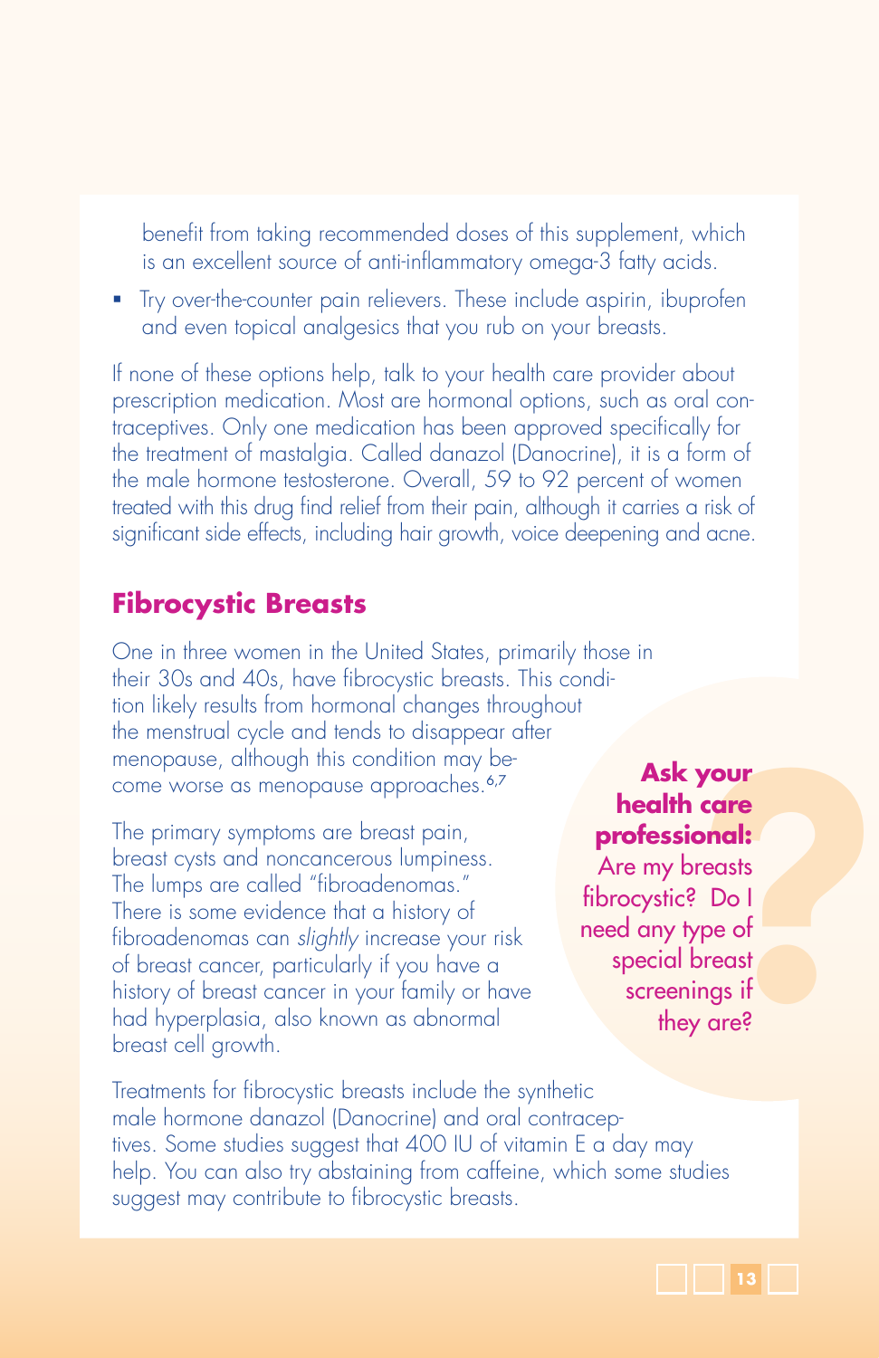benefit from taking recommended doses of this supplement, which is an excellent source of anti-inflammatory omega-3 fatty acids.

- Try over-the-counter pain relievers. These include aspirin, ibuprofen and even topical analgesics that you rub on your breasts.

If none of these options help, talk to your health care provider about prescription medication. Most are hormonal options, such as oral contraceptives. Only one medication has been approved specifically for the treatment of mastalgia. Called danazol (Danocrine), it is a form of the male hormone testosterone. Overall, 59 to 92 percent of women treated with this drug find relief from their pain, although it carries a risk of significant side effects, including hair growth, voice deepening and acne.

## Fibrocystic Breasts

One in three women in the United States, primarily those in their 30s and 40s, have fibrocystic breasts. This condition likely results from hormonal changes throughout the menstrual cycle and tends to disappear after menopause, although this condition may become worse as menopause approaches.[6,7]

The primary symptoms are breast pain, breast cysts and noncancerous lumpiness. The lumps are called "fibroadenomas." There is some evidence that a history of fibroadenomas can *slightly* increase your risk of breast cancer, particularly if you have a history of breast cancer in your family or have had hyperplasia, also known as abnormal breast cell growth.

**Ask your health care professional:** Are my breasts fibrocystic? Do I need any type of special breast screenings if they are?

Treatments for fibrocystic breasts include the synthetic male hormone danazol (Danocrine) and oral contraceptives. Some studies suggest that 400 IU of vitamin E a day may help. You can also try abstaining from caffeine, which some studies suggest may contribute to fibrocystic breasts.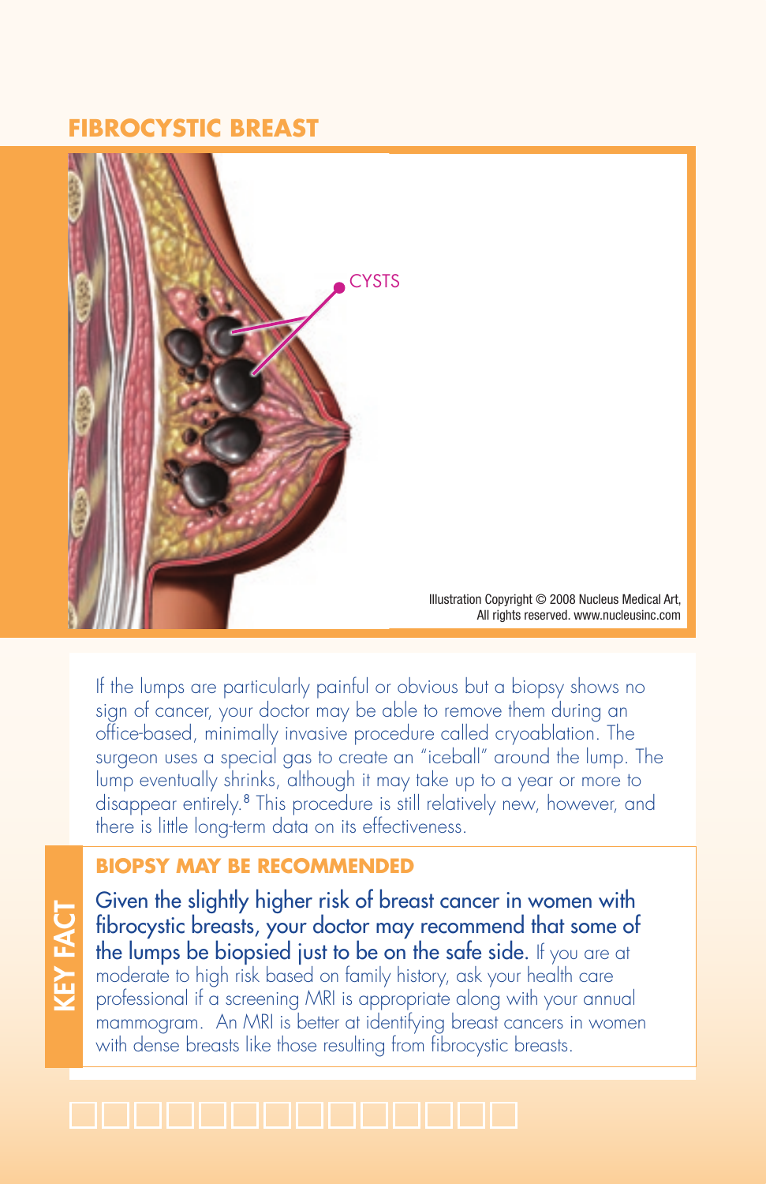## FIBROCYSTIC BREAST

CYSTS

Illustration Copyright © 2008 Nucleus Medical Art, All rights reserved. www.nucleusinc.com

If the lumps are particularly painful or obvious but a biopsy shows no sign of cancer, your doctor may be able to remove them during an office-based, minimally invasive procedure called cryoablation. The surgeon uses a special gas to create an "iceball" around the lump. The lump eventually shrinks, although it may take up to a year or more to disappear entirely.[8] This procedure is still relatively new, however, and there is little long-term data on its effectiveness.

**KEY FACT**

### BIOPSY MAY BE RECOMMENDED

Given the slightly higher risk of breast cancer in women with fibrocystic breasts, your doctor may recommend that some of the lumps be biopsied just to be on the safe side. If you are at moderate to high risk based on family history, ask your health care professional if a screening MRI is appropriate along with your annual mammogram. An MRI is better at identifying breast cancers in women with dense breasts like those resulting from fibrocystic breasts.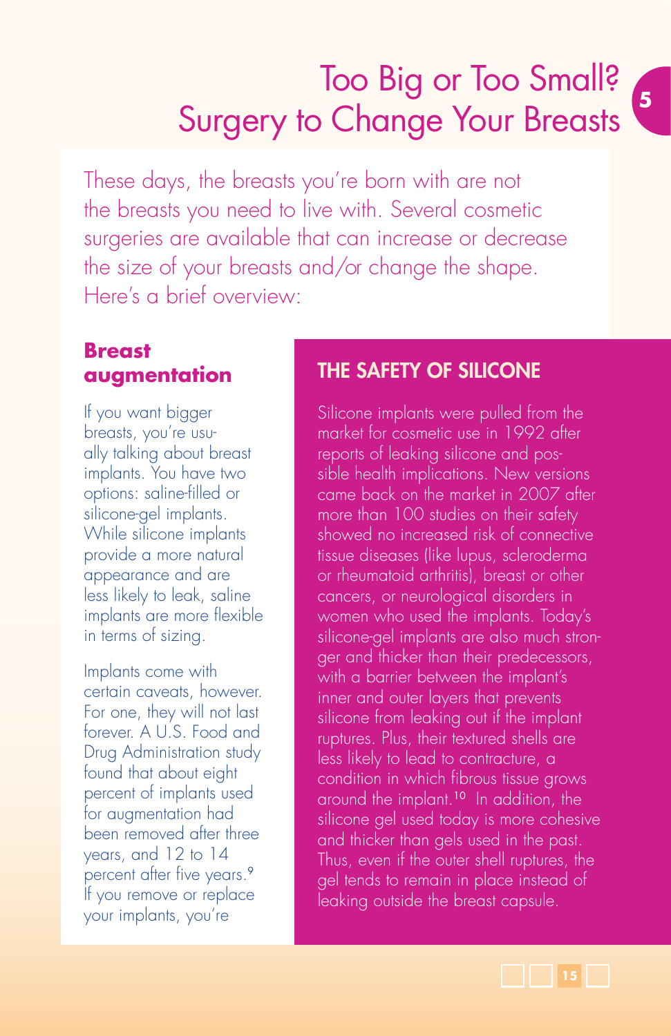# Too Big or Too Small? Surgery to Change Your Breasts

These days, the breasts you're born with are not the breasts you need to live with. Several cosmetic surgeries are available that can increase or decrease the size of your breasts and/or change the shape. Here's a brief overview:

## Breast augmentation

If you want bigger breasts, you're usually talking about breast implants. You have two options: saline-filled or silicone-gel implants. While silicone implants provide a more natural appearance and are less likely to leak, saline implants are more flexible in terms of sizing.

Implants come with certain caveats, however. For one, they will not last forever. A U.S. Food and Drug Administration study found that about eight percent of implants used for augmentation had been removed after three years, and 12 to 14 percent after five years.[9] If you remove or replace your implants, you're

## THE SAFETY OF SILICONE

Silicone implants were pulled from the market for cosmetic use in 1992 after reports of leaking silicone and possible health implications. New versions came back on the market in 2007 after more than 100 studies on their safety showed no increased risk of connective tissue diseases (like lupus, scleroderma or rheumatoid arthritis), breast or other cancers, or neurological disorders in women who used the implants. Today's silicone-gel implants are also much stronger and thicker than their predecessors, with a barrier between the implant's inner and outer layers that prevents silicone from leaking out if the implant ruptures. Plus, their textured shells are less likely to lead to contracture, a condition in which fibrous tissue grows around the implant.[10] In addition, the silicone gel used today is more cohesive and thicker than gels used in the past. Thus, even if the outer shell ruptures, the gel tends to remain in place instead of leaking outside the breast capsule.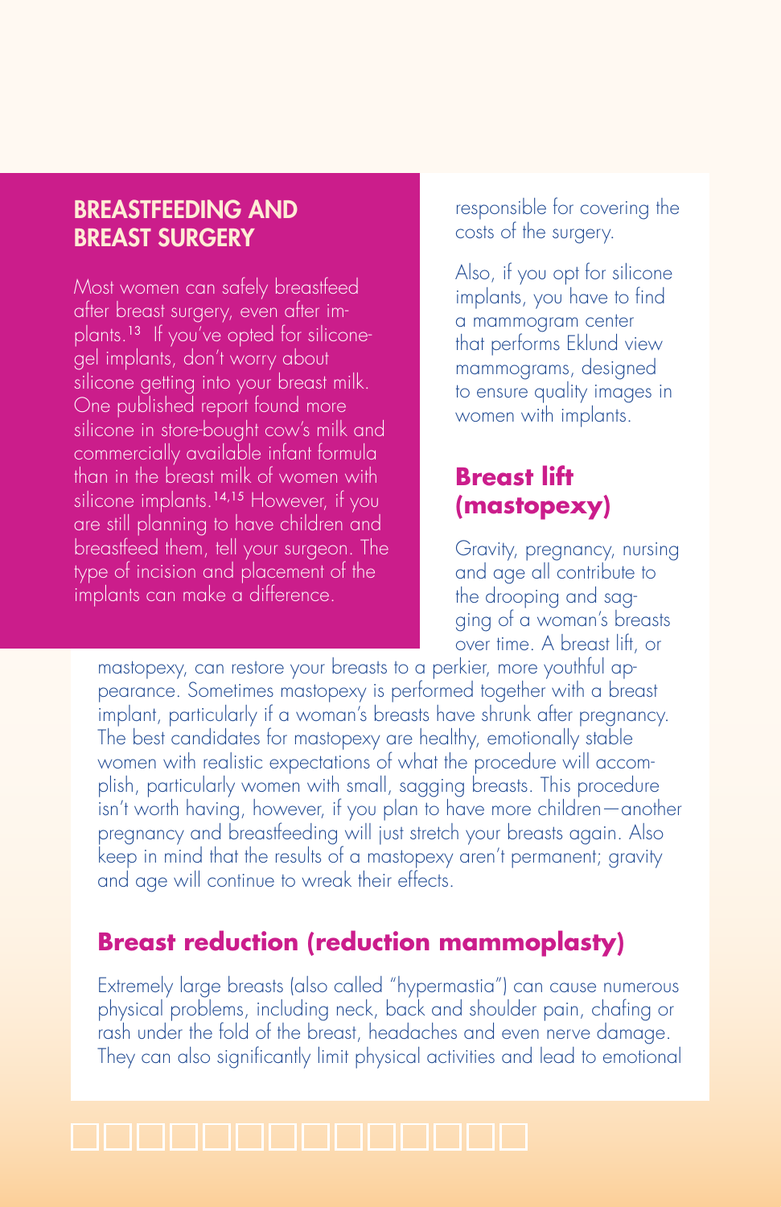## BREASTFEEDING AND BREAST SURGERY

Most women can safely breastfeed after breast surgery, even after implants.[13] If you've opted for silicone-gel implants, don't worry about silicone getting into your breast milk. One published report found more silicone in store-bought cow's milk and commercially available infant formula than in the breast milk of women with silicone implants.[14,15] However, if you are still planning to have children and breastfeed them, tell your surgeon. The type of incision and placement of the implants can make a difference.

responsible for covering the costs of the surgery.

Also, if you opt for silicone implants, you have to find a mammogram center that performs Eklund view mammograms, designed to ensure quality images in women with implants.

### Breast lift (mastopexy)

Gravity, pregnancy, nursing and age all contribute to the drooping and sagging of a woman's breasts over time. A breast lift, or mastopexy, can restore your breasts to a perkier, more youthful appearance. Sometimes mastopexy is performed together with a breast implant, particularly if a woman's breasts have shrunk after pregnancy. The best candidates for mastopexy are healthy, emotionally stable women with realistic expectations of what the procedure will accomplish, particularly women with small, sagging breasts. This procedure isn't worth having, however, if you plan to have more children—another pregnancy and breastfeeding will just stretch your breasts again. Also keep in mind that the results of a mastopexy aren't permanent; gravity and age will continue to wreak their effects.

### Breast reduction (reduction mammoplasty)

Extremely large breasts (also called "hypermastia") can cause numerous physical problems, including neck, back and shoulder pain, chafing or rash under the fold of the breast, headaches and even nerve damage. They can also significantly limit physical activities and lead to emotional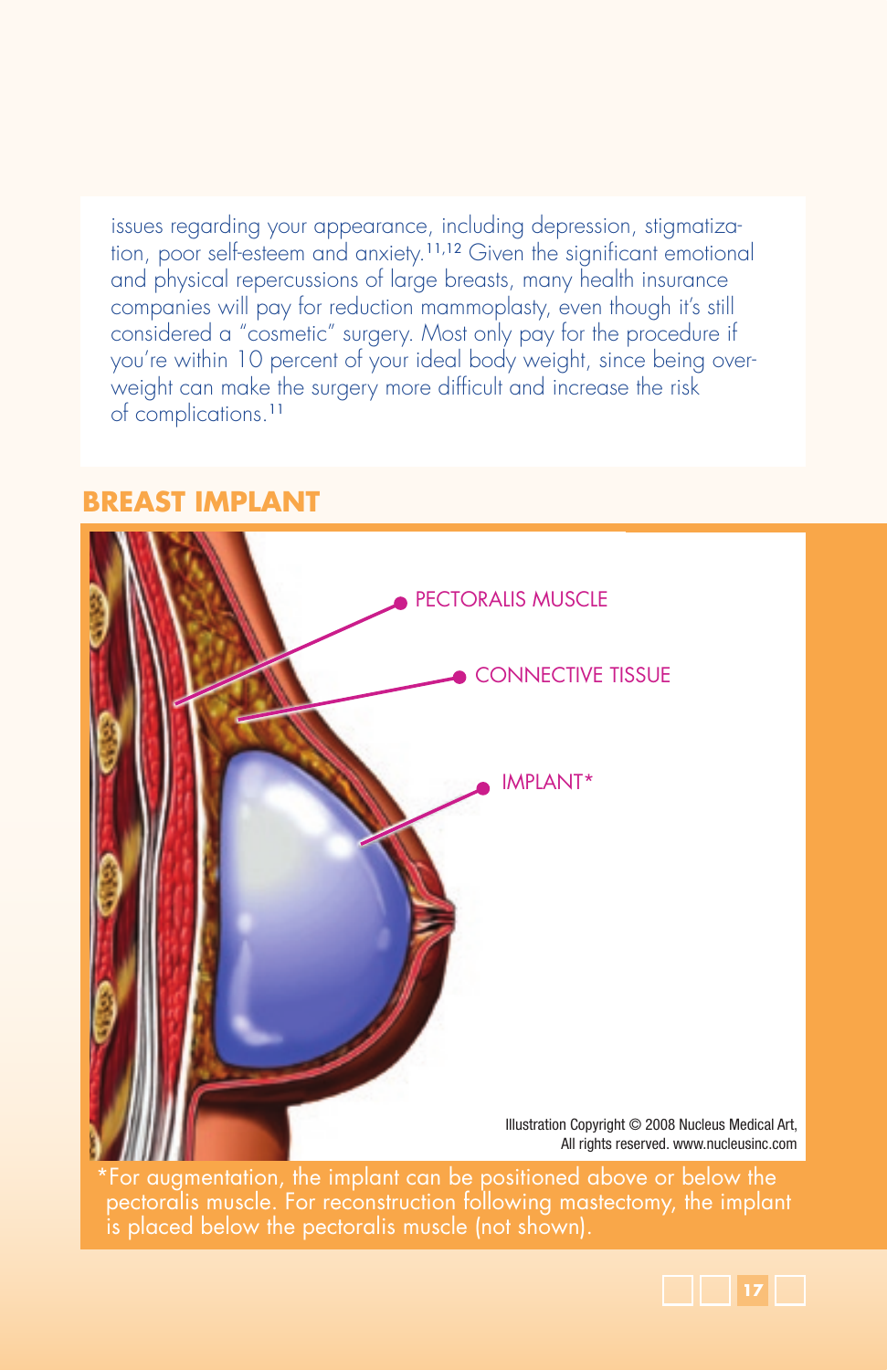issues regarding your appearance, including depression, stigmatization, poor self-esteem and anxiety.[11,12] Given the significant emotional and physical repercussions of large breasts, many health insurance companies will pay for reduction mammoplasty, even though it's still considered a "cosmetic" surgery. Most only pay for the procedure if you're within 10 percent of your ideal body weight, since being overweight can make the surgery more difficult and increase the risk of complications.[11]

## BREAST IMPLANT

PECTORALIS MUSCLE

CONNECTIVE TISSUE

IMPLANT*

Illustration Copyright © 2008 Nucleus Medical Art, All rights reserved. www.nucleusinc.com

*For augmentation, the implant can be positioned above or below the pectoralis muscle. For reconstruction following mastectomy, the implant is placed below the pectoralis muscle (not shown).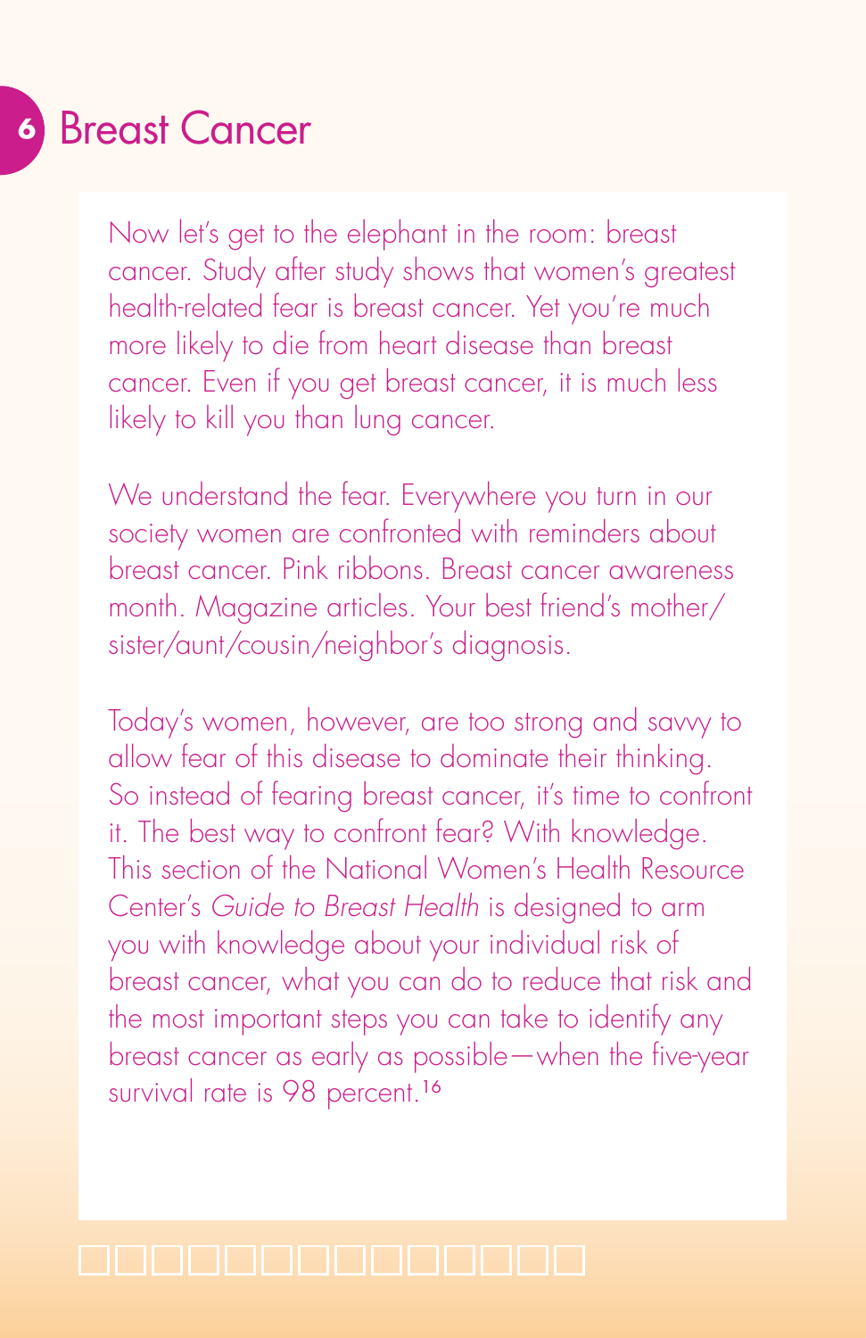# 6 Breast Cancer

Now let's get to the elephant in the room: breast cancer. Study after study shows that women's greatest health-related fear is breast cancer. Yet you're much more likely to die from heart disease than breast cancer. Even if you get breast cancer, it is much less likely to kill you than lung cancer.

We understand the fear. Everywhere you turn in our society women are confronted with reminders about breast cancer. Pink ribbons. Breast cancer awareness month. Magazine articles. Your best friend's mother/sister/aunt/cousin/neighbor's diagnosis.

Today's women, however, are too strong and savvy to allow fear of this disease to dominate their thinking. So instead of fearing breast cancer, it's time to confront it. The best way to confront fear? With knowledge. This section of the National Women's Health Resource Center's *Guide to Breast Health* is designed to arm you with knowledge about your individual risk of breast cancer, what you can do to reduce that risk and the most important steps you can take to identify any breast cancer as early as possible—when the five-year survival rate is 98 percent.[16]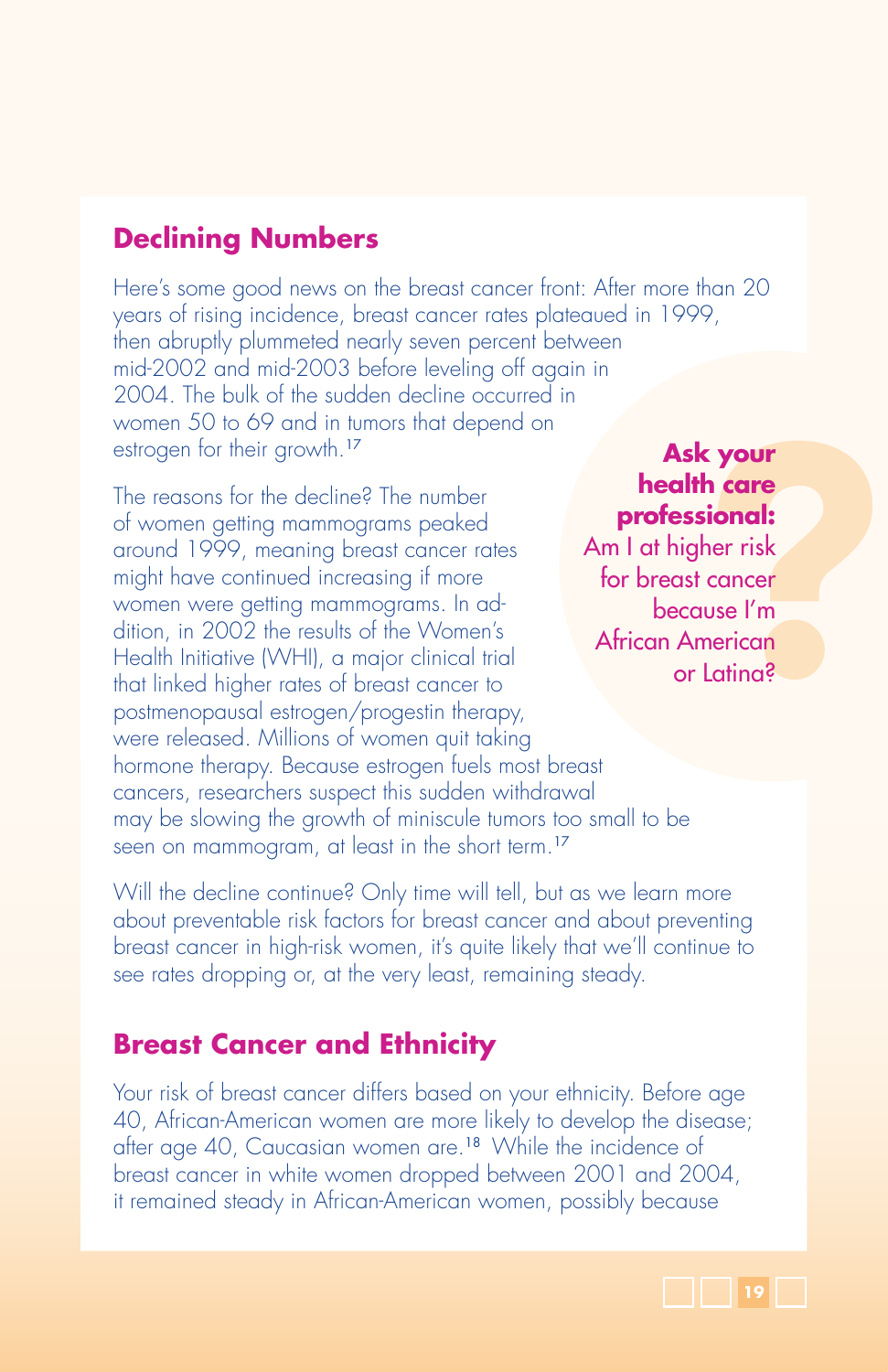## Declining Numbers

Here's some good news on the breast cancer front: After more than 20 years of rising incidence, breast cancer rates plateaued in 1999, then abruptly plummeted nearly seven percent between mid-2002 and mid-2003 before leveling off again in 2004. The bulk of the sudden decline occurred in women 50 to 69 and in tumors that depend on estrogen for their growth.[17]

The reasons for the decline? The number of women getting mammograms peaked around 1999, meaning breast cancer rates might have continued increasing if more women were getting mammograms. In addition, in 2002 the results of the Women's Health Initiative (WHI), a major clinical trial that linked higher rates of breast cancer to postmenopausal estrogen/progestin therapy, were released. Millions of women quit taking hormone therapy. Because estrogen fuels most breast cancers, researchers suspect this sudden withdrawal may be slowing the growth of miniscule tumors too small to be seen on mammogram, at least in the short term.[17]

**Ask your health care professional:**
Am I at higher risk for breast cancer because I'm African American or Latina?

Will the decline continue? Only time will tell, but as we learn more about preventable risk factors for breast cancer and about preventing breast cancer in high-risk women, it's quite likely that we'll continue to see rates dropping or, at the very least, remaining steady.

## Breast Cancer and Ethnicity

Your risk of breast cancer differs based on your ethnicity. Before age 40, African-American women are more likely to develop the disease; after age 40, Caucasian women are.[18] While the incidence of breast cancer in white women dropped between 2001 and 2004, it remained steady in African-American women, possibly because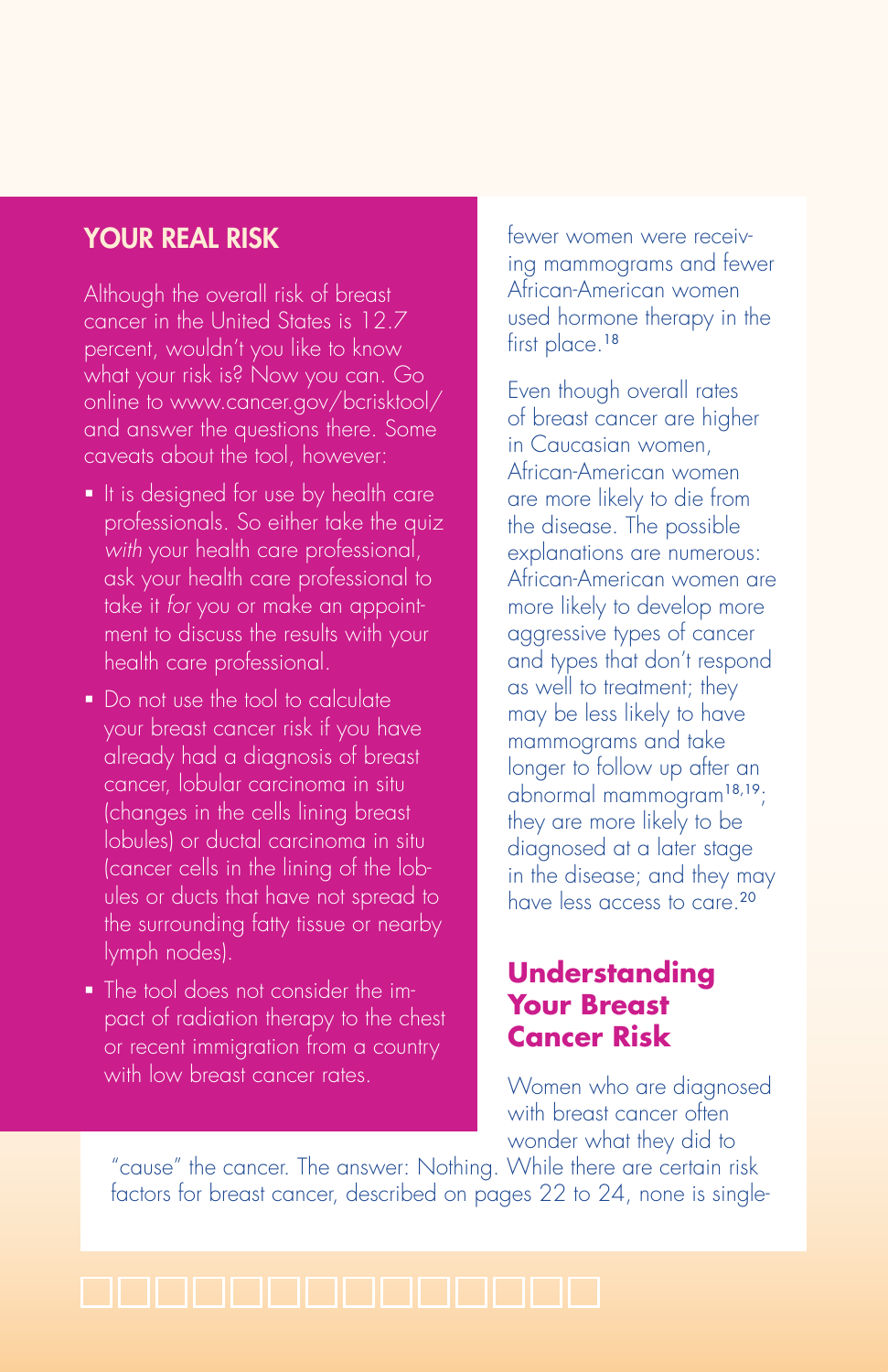## YOUR REAL RISK

Although the overall risk of breast cancer in the United States is 12.7 percent, wouldn't you like to know what your risk is? Now you can. Go online to www.cancer.gov/bcrisktool/ and answer the questions there. Some caveats about the tool, however:

- It is designed for use by health care professionals. So either take the quiz *with* your health care professional, ask your health care professional to take it *for* you or make an appointment to discuss the results with your health care professional.
- Do not use the tool to calculate your breast cancer risk if you have already had a diagnosis of breast cancer, lobular carcinoma in situ (changes in the cells lining breast lobules) or ductal carcinoma in situ (cancer cells in the lining of the lobules or ducts that have not spread to the surrounding fatty tissue or nearby lymph nodes).
- The tool does not consider the impact of radiation therapy to the chest or recent immigration from a country with low breast cancer rates.

fewer women were receiving mammograms and fewer African-American women used hormone therapy in the first place.[18]

Even though overall rates of breast cancer are higher in Caucasian women, African-American women are more likely to die from the disease. The possible explanations are numerous: African-American women are more likely to develop more aggressive types of cancer and types that don't respond as well to treatment; they may be less likely to have mammograms and take longer to follow up after an abnormal mammogram[18,19]; they are more likely to be diagnosed at a later stage in the disease; and they may have less access to care.[20]

## Understanding Your Breast Cancer Risk

Women who are diagnosed with breast cancer often wonder what they did to "cause" the cancer. The answer: Nothing. While there are certain risk factors for breast cancer, described on pages 22 to 24, none is single-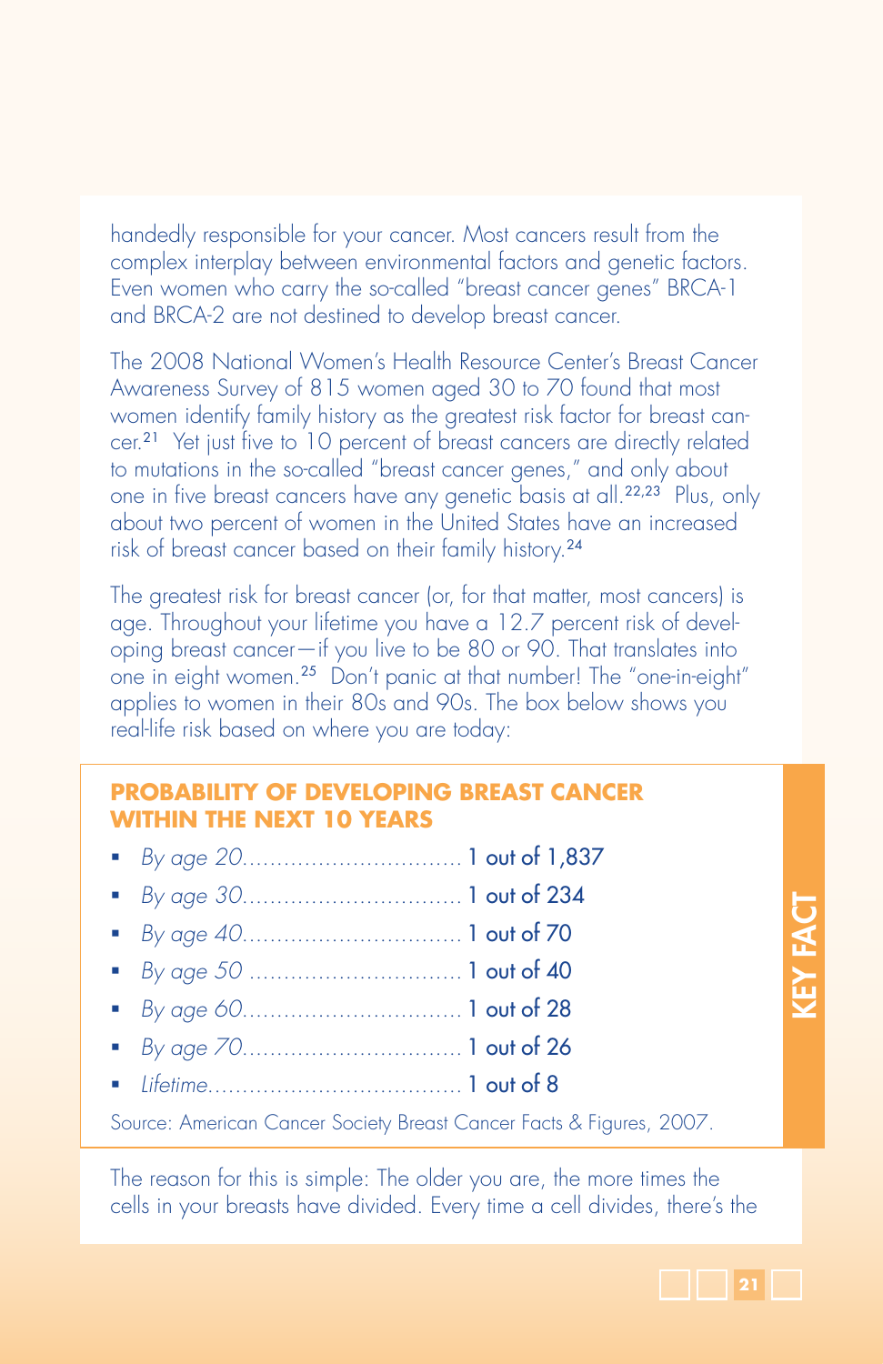handedly responsible for your cancer. Most cancers result from the complex interplay between environmental factors and genetic factors. Even women who carry the so-called "breast cancer genes" BRCA-1 and BRCA-2 are not destined to develop breast cancer.

The 2008 National Women's Health Resource Center's Breast Cancer Awareness Survey of 815 women aged 30 to 70 found that most women identify family history as the greatest risk factor for breast cancer.[21] Yet just five to 10 percent of breast cancers are directly related to mutations in the so-called "breast cancer genes," and only about one in five breast cancers have any genetic basis at all.[22,23] Plus, only about two percent of women in the United States have an increased risk of breast cancer based on their family history.[24]

The greatest risk for breast cancer (or, for that matter, most cancers) is age. Throughout your lifetime you have a 12.7 percent risk of developing breast cancer—if you live to be 80 or 90. That translates into one in eight women.[25] Don't panic at that number! The "one-in-eight" applies to women in their 80s and 90s. The box below shows you real-life risk based on where you are today:

**KEY FACT**

**PROBABILITY OF DEVELOPING BREAST CANCER WITHIN THE NEXT 10 YEARS**

- *By age 20*................................ 1 out of 1,837
- *By age 30*................................ 1 out of 234
- *By age 40*................................ 1 out of 70
- *By age 50* ................................ 1 out of 40
- *By age 60*................................ 1 out of 28
- *By age 70*................................ 1 out of 26
- *Lifetime*.................................... 1 out of 8

Source: American Cancer Society Breast Cancer Facts & Figures, 2007.

The reason for this is simple: The older you are, the more times the cells in your breasts have divided. Every time a cell divides, there's the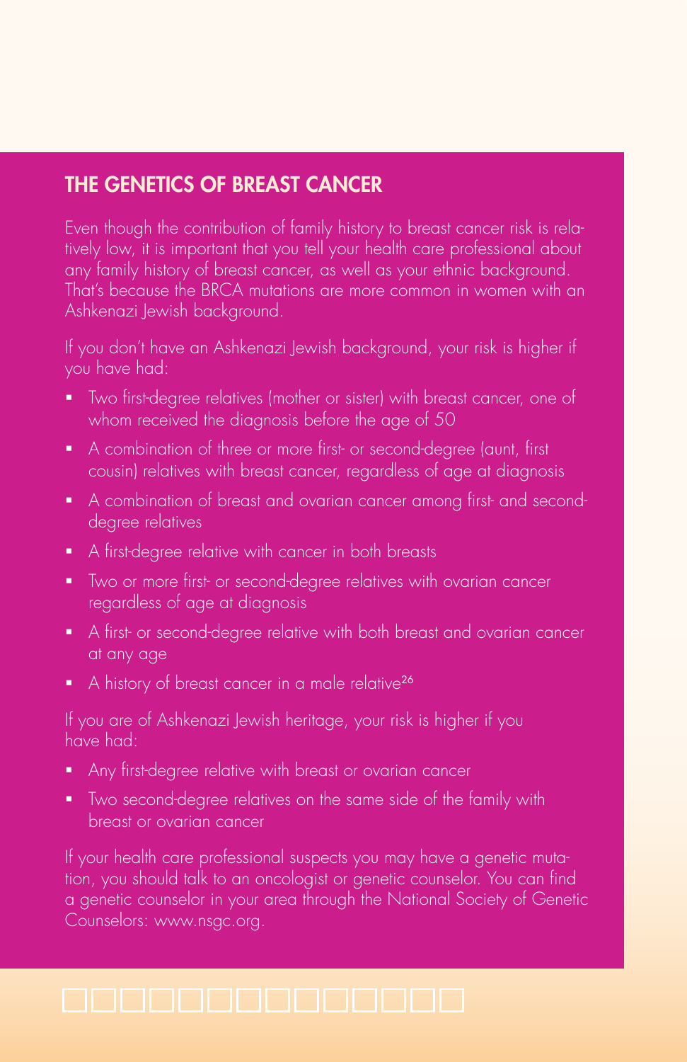## THE GENETICS OF BREAST CANCER

Even though the contribution of family history to breast cancer risk is relatively low, it is important that you tell your health care professional about any family history of breast cancer, as well as your ethnic background. That's because the BRCA mutations are more common in women with an Ashkenazi Jewish background.

If you don't have an Ashkenazi Jewish background, your risk is higher if you have had:

- Two first-degree relatives (mother or sister) with breast cancer, one of whom received the diagnosis before the age of 50
- A combination of three or more first- or second-degree (aunt, first cousin) relatives with breast cancer, regardless of age at diagnosis
- A combination of breast and ovarian cancer among first- and second-degree relatives
- A first-degree relative with cancer in both breasts
- Two or more first- or second-degree relatives with ovarian cancer regardless of age at diagnosis
- A first- or second-degree relative with both breast and ovarian cancer at any age
- A history of breast cancer in a male relative[26]

If you are of Ashkenazi Jewish heritage, your risk is higher if you have had:

- Any first-degree relative with breast or ovarian cancer
- Two second-degree relatives on the same side of the family with breast or ovarian cancer

If your health care professional suspects you may have a genetic mutation, you should talk to an oncologist or genetic counselor. You can find a genetic counselor in your area through the National Society of Genetic Counselors: www.nsgc.org.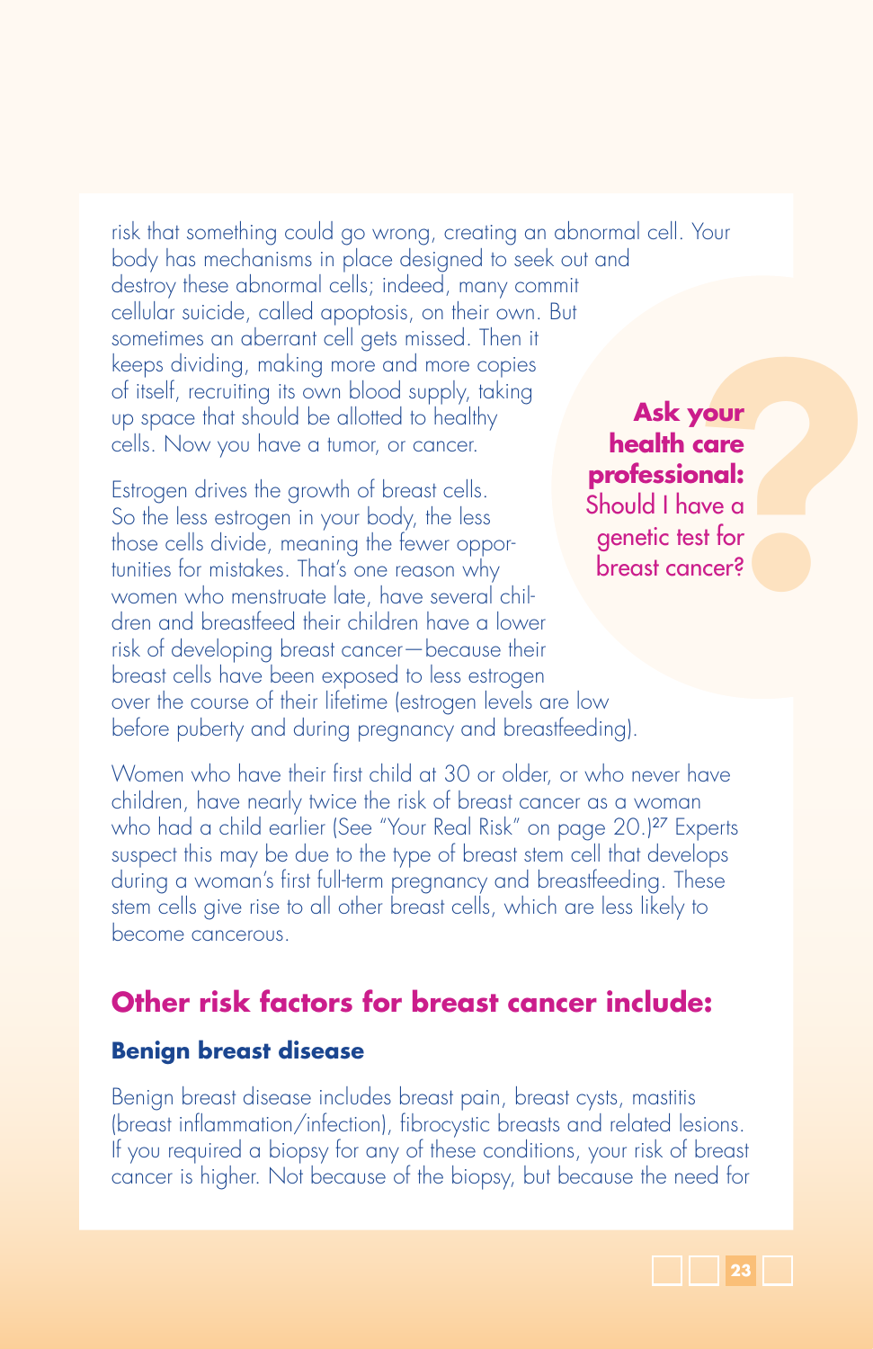risk that something could go wrong, creating an abnormal cell. Your body has mechanisms in place designed to seek out and destroy these abnormal cells; indeed, many commit cellular suicide, called apoptosis, on their own. But sometimes an aberrant cell gets missed. Then it keeps dividing, making more and more copies of itself, recruiting its own blood supply, taking up space that should be allotted to healthy cells. Now you have a tumor, or cancer.

**Ask your health care professional:** Should I have a genetic test for breast cancer?

Estrogen drives the growth of breast cells. So the less estrogen in your body, the less those cells divide, meaning the fewer opportunities for mistakes. That's one reason why women who menstruate late, have several children and breastfeed their children have a lower risk of developing breast cancer—because their breast cells have been exposed to less estrogen over the course of their lifetime (estrogen levels are low before puberty and during pregnancy and breastfeeding).

Women who have their first child at 30 or older, or who never have children, have nearly twice the risk of breast cancer as a woman who had a child earlier (See "Your Real Risk" on page 20.)[27] Experts suspect this may be due to the type of breast stem cell that develops during a woman's first full-term pregnancy and breastfeeding. These stem cells give rise to all other breast cells, which are less likely to become cancerous.

## Other risk factors for breast cancer include:

### Benign breast disease

Benign breast disease includes breast pain, breast cysts, mastitis (breast inflammation/infection), fibrocystic breasts and related lesions. If you required a biopsy for any of these conditions, your risk of breast cancer is higher. Not because of the biopsy, but because the need for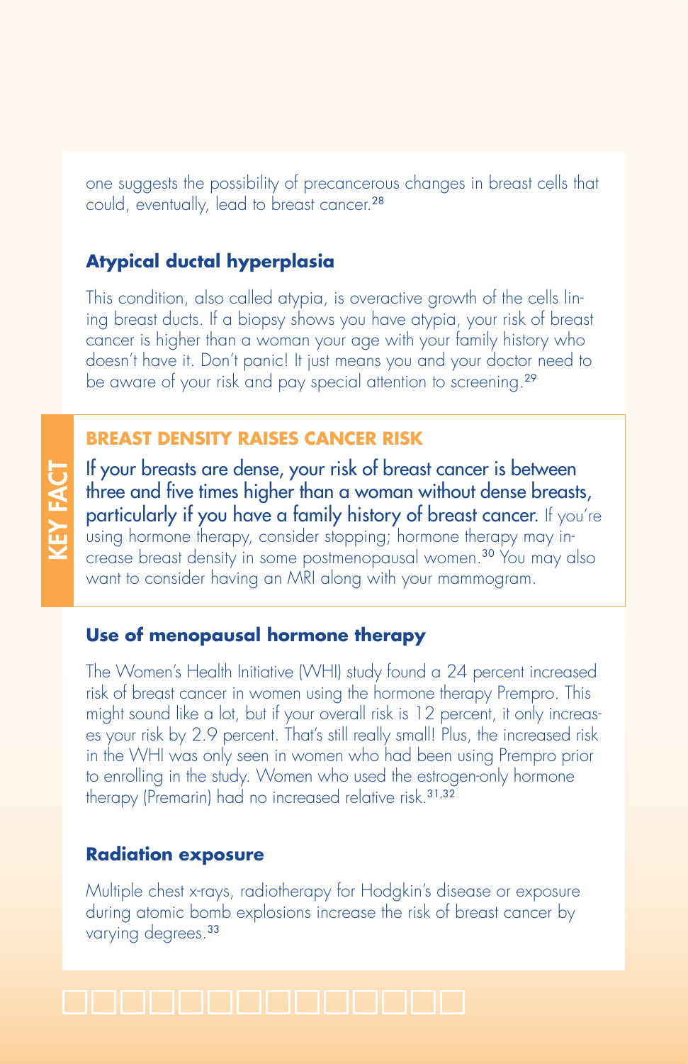one suggests the possibility of precancerous changes in breast cells that could, eventually, lead to breast cancer.[28]

### Atypical ductal hyperplasia

This condition, also called atypia, is overactive growth of the cells lining breast ducts. If a biopsy shows you have atypia, your risk of breast cancer is higher than a woman your age with your family history who doesn't have it. Don't panic! It just means you and your doctor need to be aware of your risk and pay special attention to screening.[29]

> **KEY FACT**
>
> **BREAST DENSITY RAISES CANCER RISK**
>
> **If your breasts are dense, your risk of breast cancer is between three and five times higher than a woman without dense breasts, particularly if you have a family history of breast cancer.** If you're using hormone therapy, consider stopping; hormone therapy may increase breast density in some postmenopausal women.[30] You may also want to consider having an MRI along with your mammogram.

### Use of menopausal hormone therapy

The Women's Health Initiative (WHI) study found a 24 percent increased risk of breast cancer in women using the hormone therapy Prempro. This might sound like a lot, but if your overall risk is 12 percent, it only increases your risk by 2.9 percent. That's still really small! Plus, the increased risk in the WHI was only seen in women who had been using Prempro prior to enrolling in the study. Women who used the estrogen-only hormone therapy (Premarin) had no increased relative risk.[31,32]

### Radiation exposure

Multiple chest x-rays, radiotherapy for Hodgkin's disease or exposure during atomic bomb explosions increase the risk of breast cancer by varying degrees.[33]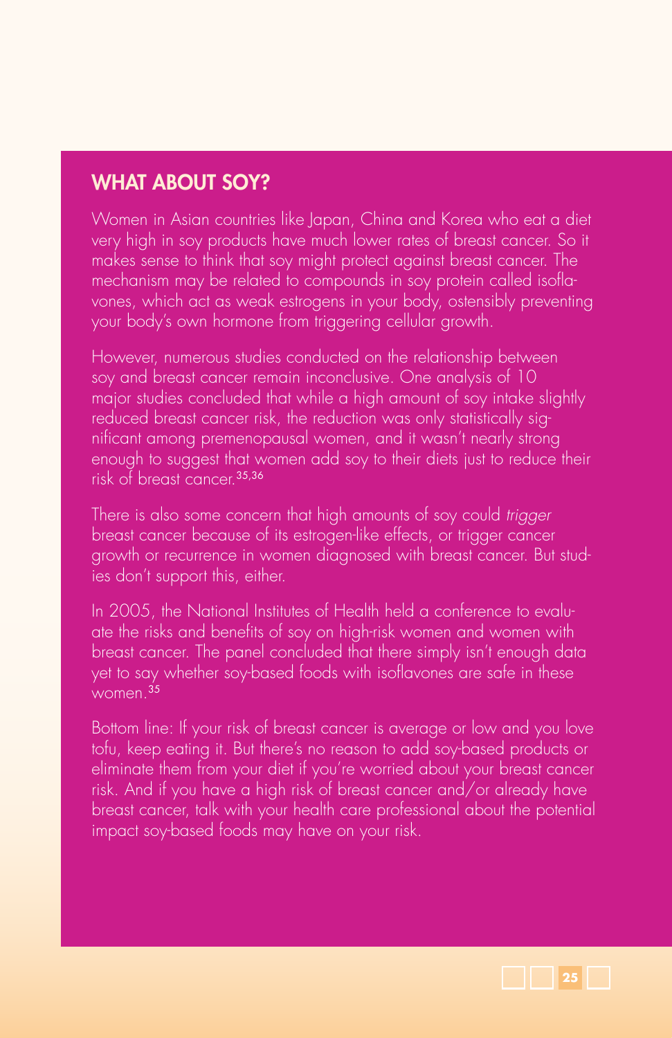## WHAT ABOUT SOY?

Women in Asian countries like Japan, China and Korea who eat a diet very high in soy products have much lower rates of breast cancer. So it makes sense to think that soy might protect against breast cancer. The mechanism may be related to compounds in soy protein called isoflavones, which act as weak estrogens in your body, ostensibly preventing your body's own hormone from triggering cellular growth.

However, numerous studies conducted on the relationship between soy and breast cancer remain inconclusive. One analysis of 10 major studies concluded that while a high amount of soy intake slightly reduced breast cancer risk, the reduction was only statistically significant among premenopausal women, and it wasn't nearly strong enough to suggest that women add soy to their diets just to reduce their risk of breast cancer.[35,36]

There is also some concern that high amounts of soy could *trigger* breast cancer because of its estrogen-like effects, or trigger cancer growth or recurrence in women diagnosed with breast cancer. But studies don't support this, either.

In 2005, the National Institutes of Health held a conference to evaluate the risks and benefits of soy on high-risk women and women with breast cancer. The panel concluded that there simply isn't enough data yet to say whether soy-based foods with isoflavones are safe in these women.[35]

Bottom line: If your risk of breast cancer is average or low and you love tofu, keep eating it. But there's no reason to add soy-based products or eliminate them from your diet if you're worried about your breast cancer risk. And if you have a high risk of breast cancer and/or already have breast cancer, talk with your health care professional about the potential impact soy-based foods may have on your risk.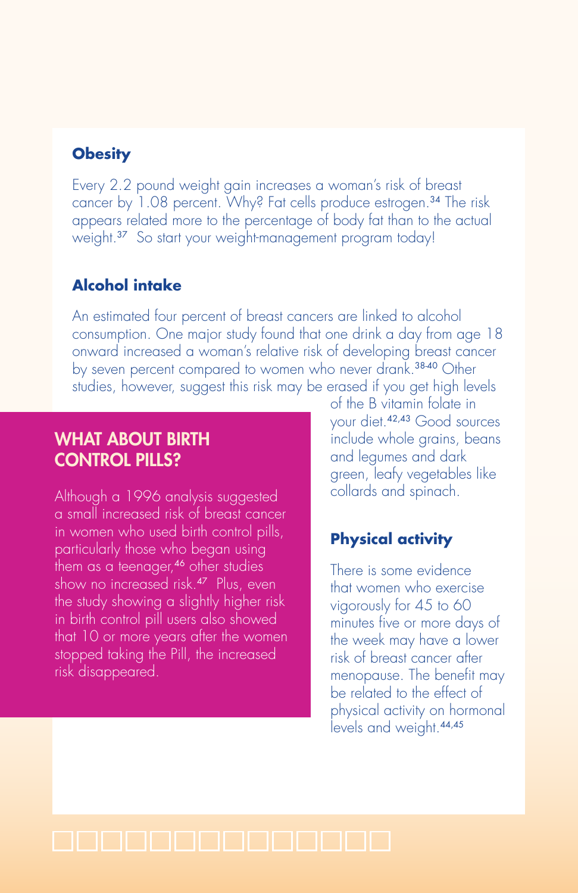### Obesity

Every 2.2 pound weight gain increases a woman's risk of breast cancer by 1.08 percent. Why? Fat cells produce estrogen.[34] The risk appears related more to the percentage of body fat than to the actual weight.[37] So start your weight-management program today!

### Alcohol intake

An estimated four percent of breast cancers are linked to alcohol consumption. One major study found that one drink a day from age 18 onward increased a woman's relative risk of developing breast cancer by seven percent compared to women who never drank.[38-40] Other studies, however, suggest this risk may be erased if you get high levels of the B vitamin folate in your diet.[42,43] Good sources include whole grains, beans and legumes and dark green, leafy vegetables like collards and spinach.

### Physical activity

There is some evidence that women who exercise vigorously for 45 to 60 minutes five or more days of the week may have a lower risk of breast cancer after menopause. The benefit may be related to the effect of physical activity on hormonal levels and weight.[44,45]

## WHAT ABOUT BIRTH CONTROL PILLS?

Although a 1996 analysis suggested a small increased risk of breast cancer in women who used birth control pills, particularly those who began using them as a teenager,[46] other studies show no increased risk.[47] Plus, even the study showing a slightly higher risk in birth control pill users also showed that 10 or more years after the women stopped taking the Pill, the increased risk disappeared.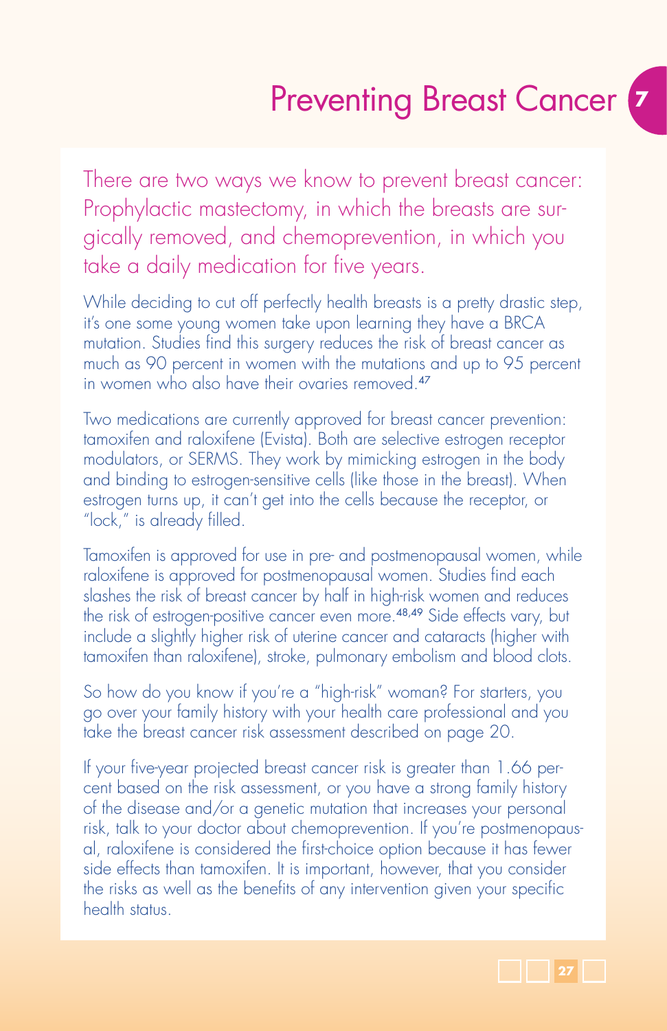# Preventing Breast Cancer

There are two ways we know to prevent breast cancer: Prophylactic mastectomy, in which the breasts are surgically removed, and chemoprevention, in which you take a daily medication for five years.

While deciding to cut off perfectly health breasts is a pretty drastic step, it's one some young women take upon learning they have a BRCA mutation. Studies find this surgery reduces the risk of breast cancer as much as 90 percent in women with the mutations and up to 95 percent in women who also have their ovaries removed.[47]

Two medications are currently approved for breast cancer prevention: tamoxifen and raloxifene (Evista). Both are selective estrogen receptor modulators, or SERMS. They work by mimicking estrogen in the body and binding to estrogen-sensitive cells (like those in the breast). When estrogen turns up, it can't get into the cells because the receptor, or "lock," is already filled.

Tamoxifen is approved for use in pre- and postmenopausal women, while raloxifene is approved for postmenopausal women. Studies find each slashes the risk of breast cancer by half in high-risk women and reduces the risk of estrogen-positive cancer even more.[48,49] Side effects vary, but include a slightly higher risk of uterine cancer and cataracts (higher with tamoxifen than raloxifene), stroke, pulmonary embolism and blood clots.

So how do you know if you're a "high-risk" woman? For starters, you go over your family history with your health care professional and you take the breast cancer risk assessment described on page 20.

If your five-year projected breast cancer risk is greater than 1.66 percent based on the risk assessment, or you have a strong family history of the disease and/or a genetic mutation that increases your personal risk, talk to your doctor about chemoprevention. If you're postmenopausal, raloxifene is considered the first-choice option because it has fewer side effects than tamoxifen. It is important, however, that you consider the risks as well as the benefits of any intervention given your specific health status.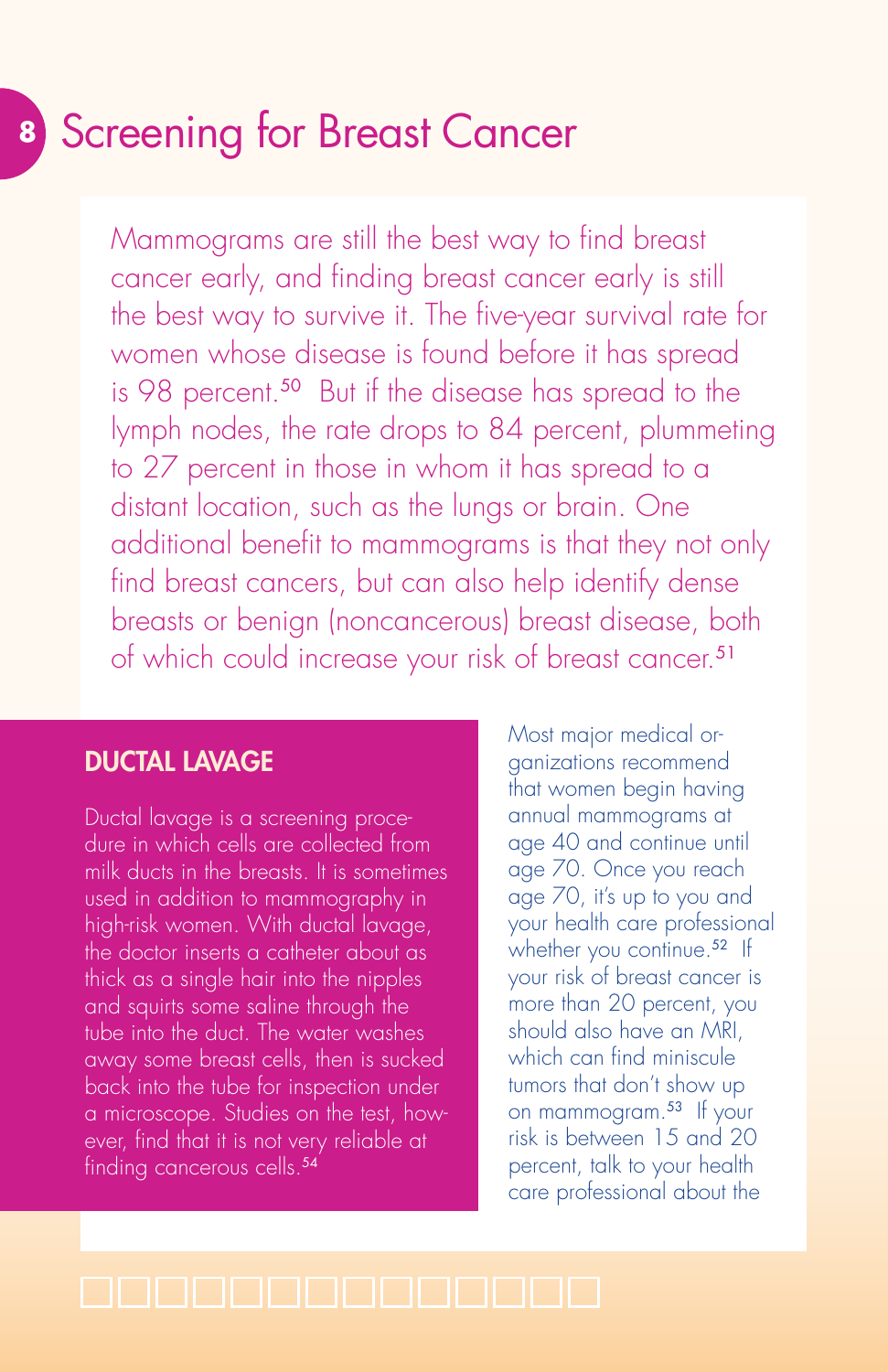# Screening for Breast Cancer

Mammograms are still the best way to find breast cancer early, and finding breast cancer early is still the best way to survive it. The five-year survival rate for women whose disease is found before it has spread is 98 percent.[50] But if the disease has spread to the lymph nodes, the rate drops to 84 percent, plummeting to 27 percent in those in whom it has spread to a distant location, such as the lungs or brain. One additional benefit to mammograms is that they not only find breast cancers, but can also help identify dense breasts or benign (noncancerous) breast disease, both of which could increase your risk of breast cancer.[51]

Most major medical organizations recommend that women begin having annual mammograms at age 40 and continue until age 70. Once you reach age 70, it's up to you and your health care professional whether you continue.[52] If your risk of breast cancer is more than 20 percent, you should also have an MRI, which can find miniscule tumors that don't show up on mammogram.[53] If your risk is between 15 and 20 percent, talk to your health care professional about the

## DUCTAL LAVAGE

Ductal lavage is a screening procedure in which cells are collected from milk ducts in the breasts. It is sometimes used in addition to mammography in high-risk women. With ductal lavage, the doctor inserts a catheter about as thick as a single hair into the nipples and squirts some saline through the tube into the duct. The water washes away some breast cells, then is sucked back into the tube for inspection under a microscope. Studies on the test, however, find that it is not very reliable at finding cancerous cells.[54]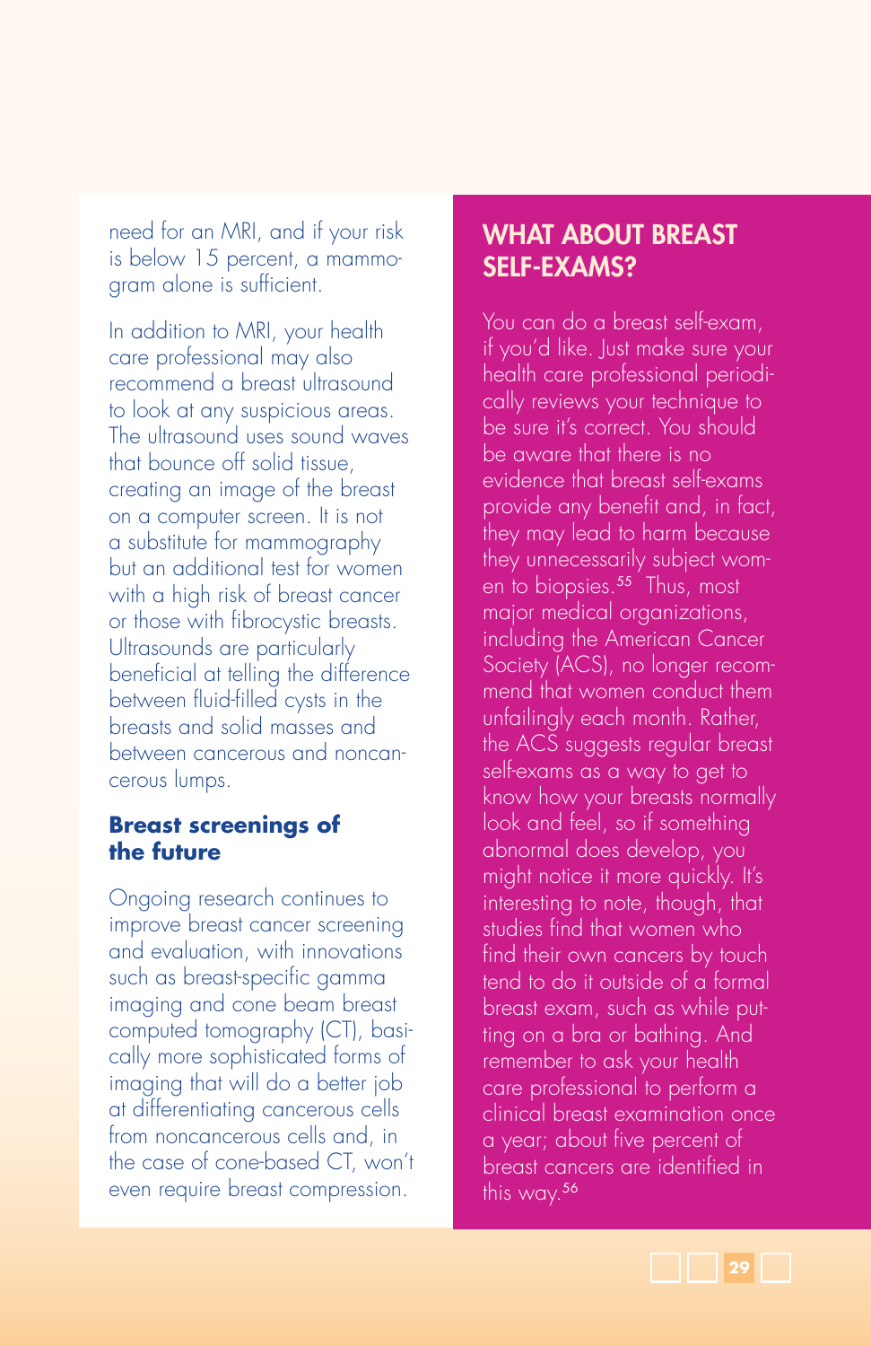need for an MRI, and if your risk is below 15 percent, a mammogram alone is sufficient.

In addition to MRI, your health care professional may also recommend a breast ultrasound to look at any suspicious areas. The ultrasound uses sound waves that bounce off solid tissue, creating an image of the breast on a computer screen. It is not a substitute for mammography but an additional test for women with a high risk of breast cancer or those with fibrocystic breasts. Ultrasounds are particularly beneficial at telling the difference between fluid-filled cysts in the breasts and solid masses and between cancerous and noncancerous lumps.

### Breast screenings of the future

Ongoing research continues to improve breast cancer screening and evaluation, with innovations such as breast-specific gamma imaging and cone beam breast computed tomography (CT), basically more sophisticated forms of imaging that will do a better job at differentiating cancerous cells from noncancerous cells and, in the case of cone-based CT, won't even require breast compression.

## WHAT ABOUT BREAST SELF-EXAMS?

You can do a breast self-exam, if you'd like. Just make sure your health care professional periodically reviews your technique to be sure it's correct. You should be aware that there is no evidence that breast self-exams provide any benefit and, in fact, they may lead to harm because they unnecessarily subject women to biopsies.[55] Thus, most major medical organizations, including the American Cancer Society (ACS), no longer recommend that women conduct them unfailingly each month. Rather, the ACS suggests regular breast self-exams as a way to get to know how your breasts normally look and feel, so if something abnormal does develop, you might notice it more quickly. It's interesting to note, though, that studies find that women who find their own cancers by touch tend to do it outside of a formal breast exam, such as while putting on a bra or bathing. And remember to ask your health care professional to perform a clinical breast examination once a year; about five percent of breast cancers are identified in this way.[56]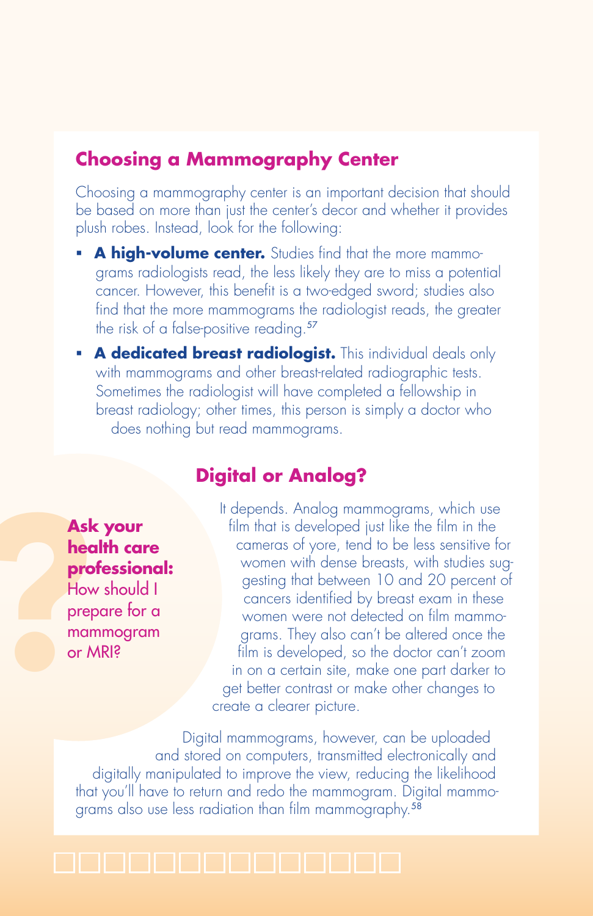## Choosing a Mammography Center

Choosing a mammography center is an important decision that should be based on more than just the center's decor and whether it provides plush robes. Instead, look for the following:

- **A high-volume center.** Studies find that the more mammograms radiologists read, the less likely they are to miss a potential cancer. However, this benefit is a two-edged sword; studies also find that the more mammograms the radiologist reads, the greater the risk of a false-positive reading.[57]
- **A dedicated breast radiologist.** This individual deals only with mammograms and other breast-related radiographic tests. Sometimes the radiologist will have completed a fellowship in breast radiology; other times, this person is simply a doctor who does nothing but read mammograms.

## Digital or Analog?

**Ask your health care professional:** How should I prepare for a mammogram or MRI?

It depends. Analog mammograms, which use film that is developed just like the film in the cameras of yore, tend to be less sensitive for women with dense breasts, with studies suggesting that between 10 and 20 percent of cancers identified by breast exam in these women were not detected on film mammograms. They also can't be altered once the film is developed, so the doctor can't zoom in on a certain site, make one part darker to get better contrast or make other changes to create a clearer picture.

Digital mammograms, however, can be uploaded and stored on computers, transmitted electronically and digitally manipulated to improve the view, reducing the likelihood that you'll have to return and redo the mammogram. Digital mammograms also use less radiation than film mammography.[58]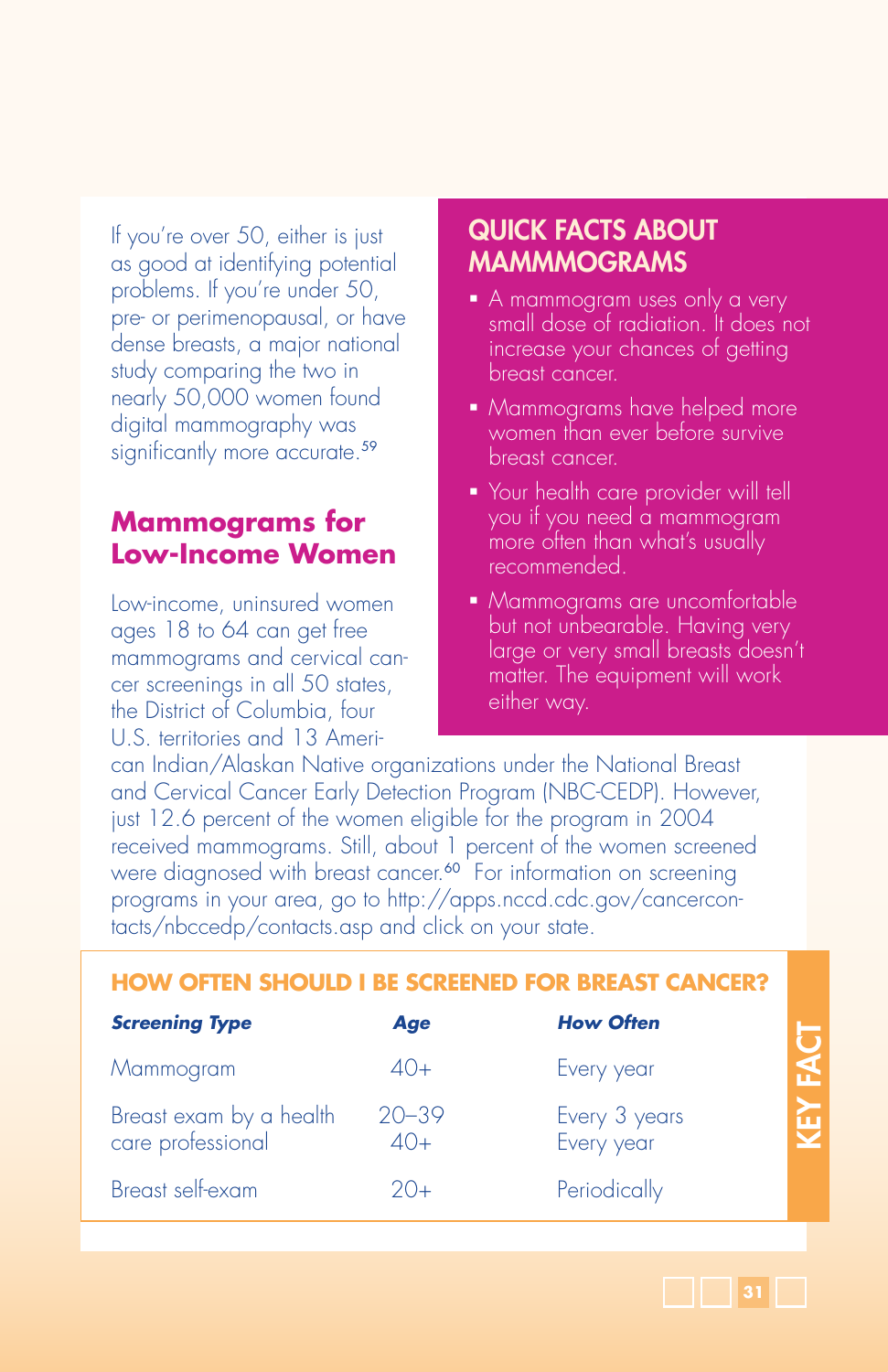If you're over 50, either is just as good at identifying potential problems. If you're under 50, pre- or perimenopausal, or have dense breasts, a major national study comparing the two in nearly 50,000 women found digital mammography was significantly more accurate.[59]

## Mammograms for Low-Income Women

Low-income, uninsured women ages 18 to 64 can get free mammograms and cervical cancer screenings in all 50 states, the District of Columbia, four U.S. territories and 13 American Indian/Alaskan Native organizations under the National Breast and Cervical Cancer Early Detection Program (NBC-CEDP). However, just 12.6 percent of the women eligible for the program in 2004 received mammograms. Still, about 1 percent of the women screened were diagnosed with breast cancer.[60] For information on screening programs in your area, go to http://apps.nccd.cdc.gov/cancercontacts/nbccedp/contacts.asp and click on your state.

## QUICK FACTS ABOUT MAMMMOGRAMS

- A mammogram uses only a very small dose of radiation. It does not increase your chances of getting breast cancer.
- Mammograms have helped more women than ever before survive breast cancer.
- Your health care provider will tell you if you need a mammogram more often than what's usually recommended.
- Mammograms are uncomfortable but not unbearable. Having very large or very small breasts doesn't matter. The equipment will work either way.

## KEY FACT

### HOW OFTEN SHOULD I BE SCREENED FOR BREAST CANCER?

| *Screening Type* | *Age* | *How Often* |
|---|---|---|
| Mammogram | 40+ | Every year |
| Breast exam by a health care professional | 20–39<br>40+ | Every 3 years<br>Every year |
| Breast self-exam | 20+ | Periodically |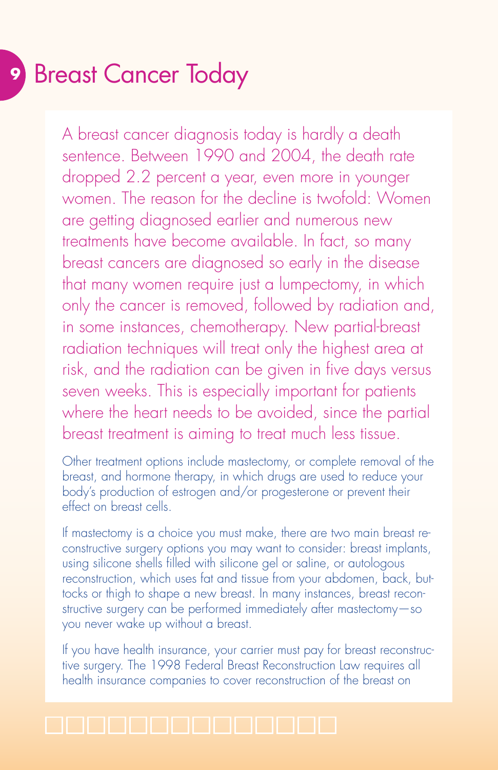# 9 Breast Cancer Today

A breast cancer diagnosis today is hardly a death sentence. Between 1990 and 2004, the death rate dropped 2.2 percent a year, even more in younger women. The reason for the decline is twofold: Women are getting diagnosed earlier and numerous new treatments have become available. In fact, so many breast cancers are diagnosed so early in the disease that many women require just a lumpectomy, in which only the cancer is removed, followed by radiation and, in some instances, chemotherapy. New partial-breast radiation techniques will treat only the highest area at risk, and the radiation can be given in five days versus seven weeks. This is especially important for patients where the heart needs to be avoided, since the partial breast treatment is aiming to treat much less tissue.

Other treatment options include mastectomy, or complete removal of the breast, and hormone therapy, in which drugs are used to reduce your body's production of estrogen and/or progesterone or prevent their effect on breast cells.

If mastectomy is a choice you must make, there are two main breast reconstructive surgery options you may want to consider: breast implants, using silicone shells filled with silicone gel or saline, or autologous reconstruction, which uses fat and tissue from your abdomen, back, buttocks or thigh to shape a new breast. In many instances, breast reconstructive surgery can be performed immediately after mastectomy—so you never wake up without a breast.

If you have health insurance, your carrier must pay for breast reconstructive surgery. The 1998 Federal Breast Reconstruction Law requires all health insurance companies to cover reconstruction of the breast on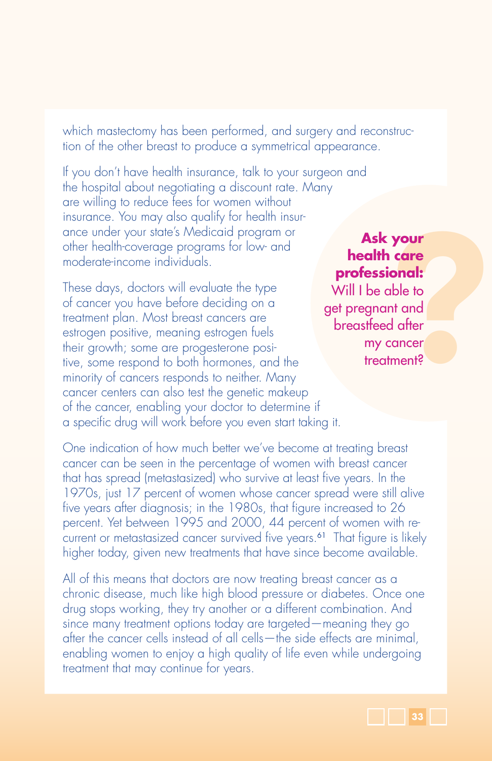which mastectomy has been performed, and surgery and reconstruction of the other breast to produce a symmetrical appearance.

If you don't have health insurance, talk to your surgeon and the hospital about negotiating a discount rate. Many are willing to reduce fees for women without insurance. You may also qualify for health insurance under your state's Medicaid program or other health-coverage programs for low- and moderate-income individuals.

These days, doctors will evaluate the type of cancer you have before deciding on a treatment plan. Most breast cancers are estrogen positive, meaning estrogen fuels their growth; some are progesterone positive, some respond to both hormones, and the minority of cancers responds to neither. Many cancer centers can also test the genetic makeup of the cancer, enabling your doctor to determine if a specific drug will work before you even start taking it.

**Ask your health care professional:** Will I be able to get pregnant and breastfeed after my cancer treatment?

One indication of how much better we've become at treating breast cancer can be seen in the percentage of women with breast cancer that has spread (metastasized) who survive at least five years. In the 1970s, just 17 percent of women whose cancer spread were still alive five years after diagnosis; in the 1980s, that figure increased to 26 percent. Yet between 1995 and 2000, 44 percent of women with recurrent or metastasized cancer survived five years.[61] That figure is likely higher today, given new treatments that have since become available.

All of this means that doctors are now treating breast cancer as a chronic disease, much like high blood pressure or diabetes. Once one drug stops working, they try another or a different combination. And since many treatment options today are targeted—meaning they go after the cancer cells instead of all cells—the side effects are minimal, enabling women to enjoy a high quality of life even while undergoing treatment that may continue for years.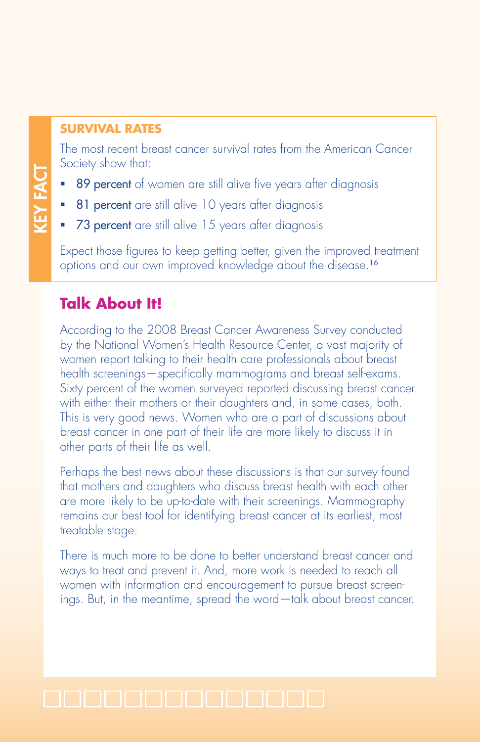KEY FACT

### SURVIVAL RATES

The most recent breast cancer survival rates from the American Cancer Society show that:

- **89 percent** of women are still alive five years after diagnosis
- **81 percent** are still alive 10 years after diagnosis
- **73 percent** are still alive 15 years after diagnosis

Expect those figures to keep getting better, given the improved treatment options and our own improved knowledge about the disease.[16]

## Talk About It!

According to the 2008 Breast Cancer Awareness Survey conducted by the National Women's Health Resource Center, a vast majority of women report talking to their health care professionals about breast health screenings—specifically mammograms and breast self-exams. Sixty percent of the women surveyed reported discussing breast cancer with either their mothers or their daughters and, in some cases, both. This is very good news. Women who are a part of discussions about breast cancer in one part of their life are more likely to discuss it in other parts of their life as well.

Perhaps the best news about these discussions is that our survey found that mothers and daughters who discuss breast health with each other are more likely to be up-to-date with their screenings. Mammography remains our best tool for identifying breast cancer at its earliest, most treatable stage.

There is much more to be done to better understand breast cancer and ways to treat and prevent it. And, more work is needed to reach all women with information and encouragement to pursue breast screenings. But, in the meantime, spread the word—talk about breast cancer.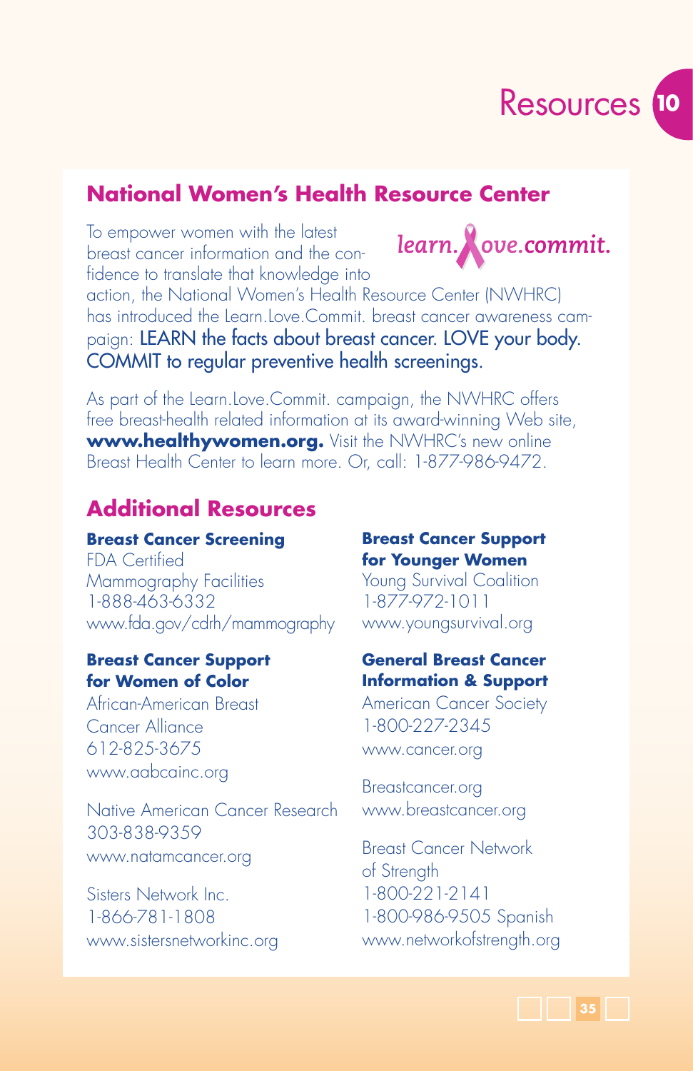# Resources 10

## National Women's Health Resource Center

learn.love.commit.

To empower women with the latest breast cancer information and the confidence to translate that knowledge into action, the National Women's Health Resource Center (NWHRC) has introduced the Learn.Love.Commit. breast cancer awareness campaign: LEARN the facts about breast cancer. LOVE your body. COMMIT to regular preventive health screenings.

As part of the Learn.Love.Commit. campaign, the NWHRC offers free breast-health related information at its award-winning Web site, **www.healthywomen.org.** Visit the NWHRC's new online Breast Health Center to learn more. Or, call: 1-877-986-9472.

## Additional Resources

**Breast Cancer Screening**
FDA Certified Mammography Facilities
1-888-463-6332
www.fda.gov/cdrh/mammography

**Breast Cancer Support for Women of Color**
African-American Breast Cancer Alliance
612-825-3675
www.aabcainc.org

Native American Cancer Research
303-838-9359
www.natamcancer.org

Sisters Network Inc.
1-866-781-1808
www.sistersnetworkinc.org

**Breast Cancer Support for Younger Women**
Young Survival Coalition
1-877-972-1011
www.youngsurvival.org

**General Breast Cancer Information & Support**
American Cancer Society
1-800-227-2345
www.cancer.org

Breastcancer.org
www.breastcancer.org

Breast Cancer Network of Strength
1-800-221-2141
1-800-986-9505 Spanish
www.networkofstrength.org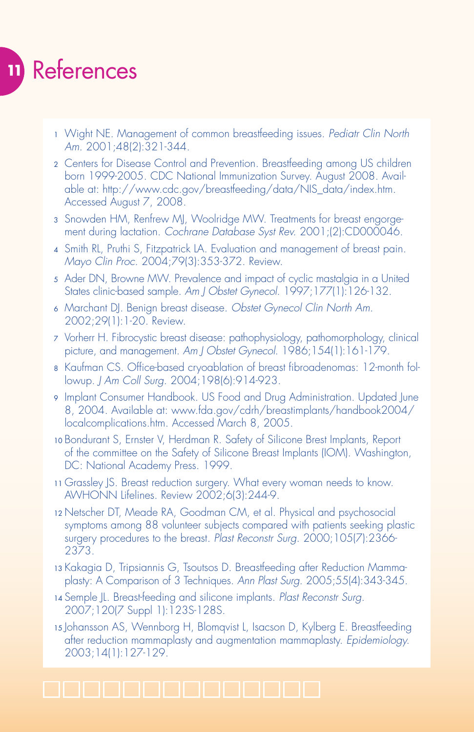# 11 References

1. Wight NE. Management of common breastfeeding issues. *Pediatr Clin North Am*. 2001;48(2):321-344.
2. Centers for Disease Control and Prevention. Breastfeeding among US children born 1999-2005. CDC National Immunization Survey. August 2008. Available at: http://www.cdc.gov/breastfeeding/data/NIS_data/index.htm. Accessed August 7, 2008.
3. Snowden HM, Renfrew MJ, Woolridge MW. Treatments for breast engorgement during lactation. *Cochrane Database Syst Rev*. 2001;(2):CD000046.
4. Smith RL, Pruthi S, Fitzpatrick LA. Evaluation and management of breast pain. *Mayo Clin Proc*. 2004;79(3):353-372. Review.
5. Ader DN, Browne MW. Prevalence and impact of cyclic mastalgia in a United States clinic-based sample. *Am J Obstet Gynecol*. 1997;177(1):126-132.
6. Marchant DJ. Benign breast disease. *Obstet Gynecol Clin North Am*. 2002;29(1):1-20. Review.
7. Vorherr H. Fibrocystic breast disease: pathophysiology, pathomorphology, clinical picture, and management. *Am J Obstet Gynecol*. 1986;154(1):161-179.
8. Kaufman CS. Office-based cryoablation of breast fibroadenomas: 12-month followup. *J Am Coll Surg*. 2004;198(6):914-923.
9. Implant Consumer Handbook. US Food and Drug Administration. Updated June 8, 2004. Available at: www.fda.gov/cdrh/breastimplants/handbook2004/localcomplications.htm. Accessed March 8, 2005.
10. Bondurant S, Ernster V, Herdman R. Safety of Silicone Brest Implants, Report of the committee on the Safety of Silicone Breast Implants (IOM). Washington, DC: National Academy Press. 1999.
11. Grassley JS. Breast reduction surgery. What every woman needs to know. AWHONN Lifelines. Review 2002;6(3):244-9.
12. Netscher DT, Meade RA, Goodman CM, et al. Physical and psychosocial symptoms among 88 volunteer subjects compared with patients seeking plastic surgery procedures to the breast. *Plast Reconstr Surg*. 2000;105(7):2366-2373.
13. Kakagia D, Tripsiannis G, Tsoutsos D. Breastfeeding after Reduction Mammaplasty: A Comparison of 3 Techniques. *Ann Plast Surg*. 2005;55(4):343-345.
14. Semple JL. Breast-feeding and silicone implants. *Plast Reconstr Surg*. 2007;120(7 Suppl 1):123S-128S.
15. Johansson AS, Wennborg H, Blomqvist L, Isacson D, Kylberg E. Breastfeeding after reduction mammaplasty and augmentation mammaplasty. *Epidemiology*. 2003;14(1):127-129.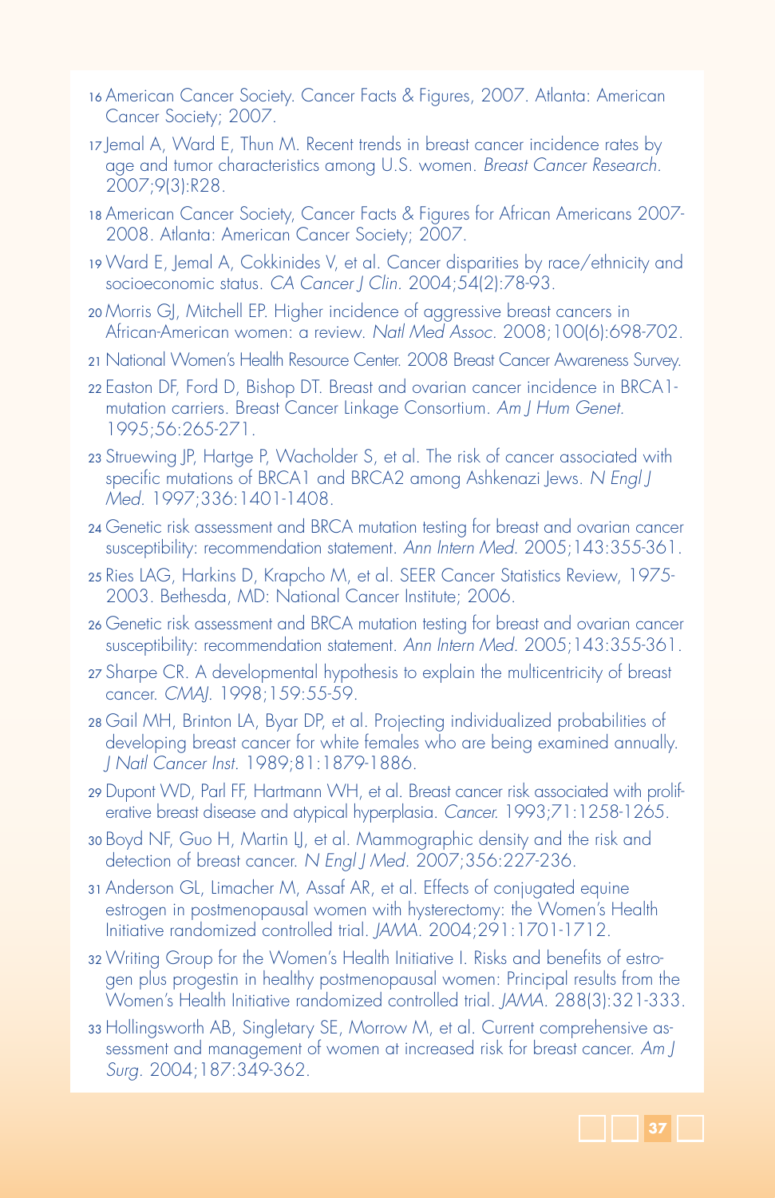16 American Cancer Society. Cancer Facts & Figures, 2007. Atlanta: American Cancer Society; 2007.

17 Jemal A, Ward E, Thun M. Recent trends in breast cancer incidence rates by age and tumor characteristics among U.S. women. *Breast Cancer Research*. 2007;9(3):R28.

18 American Cancer Society, Cancer Facts & Figures for African Americans 2007-2008. Atlanta: American Cancer Society; 2007.

19 Ward E, Jemal A, Cokkinides V, et al. Cancer disparities by race/ethnicity and socioeconomic status. *CA Cancer J Clin*. 2004;54(2):78-93.

20 Morris GJ, Mitchell EP. Higher incidence of aggressive breast cancers in African-American women: a review. *Natl Med Assoc*. 2008;100(6):698-702.

21 National Women's Health Resource Center. 2008 Breast Cancer Awareness Survey.

22 Easton DF, Ford D, Bishop DT. Breast and ovarian cancer incidence in BRCA1-mutation carriers. Breast Cancer Linkage Consortium. *Am J Hum Genet*. 1995;56:265-271.

23 Struewing JP, Hartge P, Wacholder S, et al. The risk of cancer associated with specific mutations of BRCA1 and BRCA2 among Ashkenazi Jews. *N Engl J Med*. 1997;336:1401-1408.

24 Genetic risk assessment and BRCA mutation testing for breast and ovarian cancer susceptibility: recommendation statement. *Ann Intern Med*. 2005;143:355-361.

25 Ries LAG, Harkins D, Krapcho M, et al. SEER Cancer Statistics Review, 1975-2003. Bethesda, MD: National Cancer Institute; 2006.

26 Genetic risk assessment and BRCA mutation testing for breast and ovarian cancer susceptibility: recommendation statement. *Ann Intern Med*. 2005;143:355-361.

27 Sharpe CR. A developmental hypothesis to explain the multicentricity of breast cancer. *CMAJ*. 1998;159:55-59.

28 Gail MH, Brinton LA, Byar DP, et al. Projecting individualized probabilities of developing breast cancer for white females who are being examined annually. *J Natl Cancer Inst*. 1989;81:1879-1886.

29 Dupont WD, Parl FF, Hartmann WH, et al. Breast cancer risk associated with proliferative breast disease and atypical hyperplasia. *Cancer*. 1993;71:1258-1265.

30 Boyd NF, Guo H, Martin LJ, et al. Mammographic density and the risk and detection of breast cancer. *N Engl J Med*. 2007;356:227-236.

31 Anderson GL, Limacher M, Assaf AR, et al. Effects of conjugated equine estrogen in postmenopausal women with hysterectomy: the Women's Health Initiative randomized controlled trial. *JAMA*. 2004;291:1701-1712.

32 Writing Group for the Women's Health Initiative I. Risks and benefits of estrogen plus progestin in healthy postmenopausal women: Principal results from the Women's Health Initiative randomized controlled trial. *JAMA*. 288(3):321-333.

33 Hollingsworth AB, Singletary SE, Morrow M, et al. Current comprehensive assessment and management of women at increased risk for breast cancer. *Am J Surg*. 2004;187:349-362.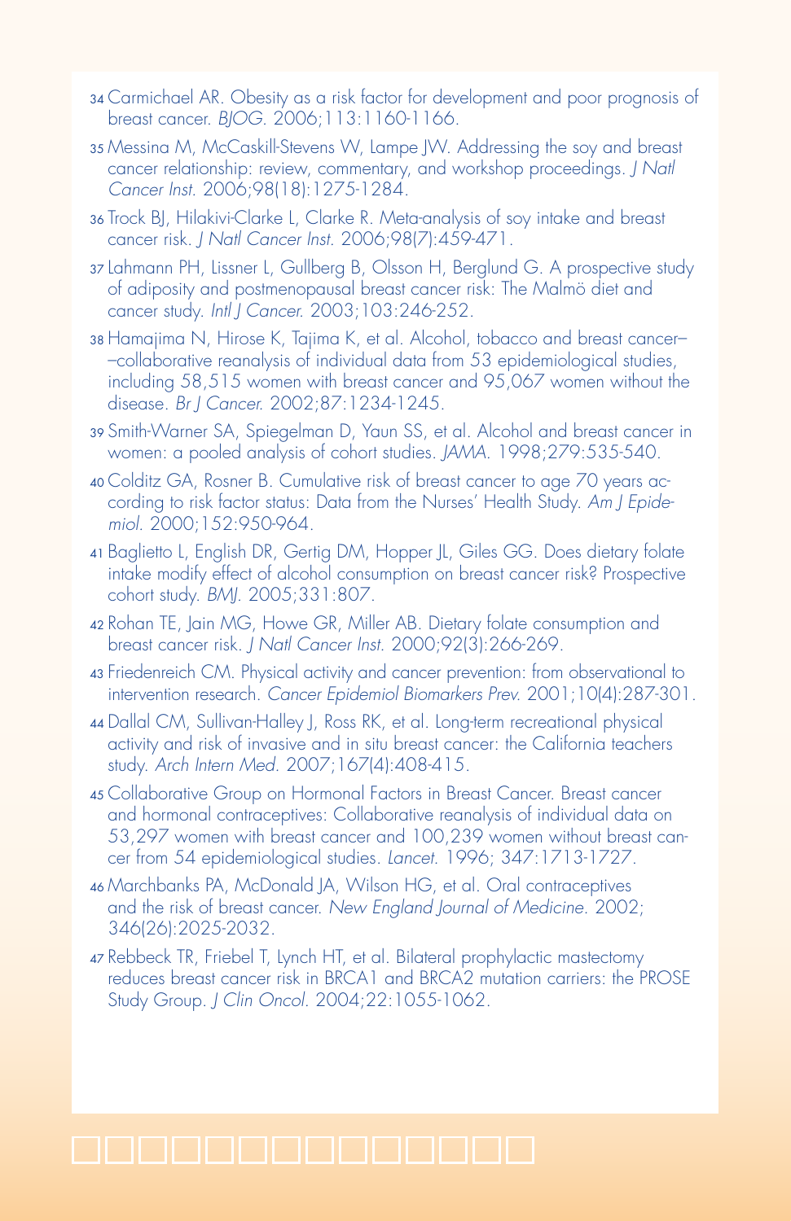34 Carmichael AR. Obesity as a risk factor for development and poor prognosis of breast cancer. *BJOG*. 2006;113:1160-1166.

35 Messina M, McCaskill-Stevens W, Lampe JW. Addressing the soy and breast cancer relationship: review, commentary, and workshop proceedings. *J Natl Cancer Inst*. 2006;98(18):1275-1284.

36 Trock BJ, Hilakivi-Clarke L, Clarke R. Meta-analysis of soy intake and breast cancer risk. *J Natl Cancer Inst*. 2006;98(7):459-471.

37 Lahmann PH, Lissner L, Gullberg B, Olsson H, Berglund G. A prospective study of adiposity and postmenopausal breast cancer risk: The Malmö diet and cancer study. *Intl J Cancer*. 2003;103:246-252.

38 Hamajima N, Hirose K, Tajima K, et al. Alcohol, tobacco and breast cancer––collaborative reanalysis of individual data from 53 epidemiological studies, including 58,515 women with breast cancer and 95,067 women without the disease. *Br J Cancer*. 2002;87:1234-1245.

39 Smith-Warner SA, Spiegelman D, Yaun SS, et al. Alcohol and breast cancer in women: a pooled analysis of cohort studies. *JAMA*. 1998;279:535-540.

40 Colditz GA, Rosner B. Cumulative risk of breast cancer to age 70 years according to risk factor status: Data from the Nurses' Health Study. *Am J Epidemiol*. 2000;152:950-964.

41 Baglietto L, English DR, Gertig DM, Hopper JL, Giles GG. Does dietary folate intake modify effect of alcohol consumption on breast cancer risk? Prospective cohort study. *BMJ*. 2005;331:807.

42 Rohan TE, Jain MG, Howe GR, Miller AB. Dietary folate consumption and breast cancer risk. *J Natl Cancer Inst*. 2000;92(3):266-269.

43 Friedenreich CM. Physical activity and cancer prevention: from observational to intervention research. *Cancer Epidemiol Biomarkers Prev*. 2001;10(4):287-301.

44 Dallal CM, Sullivan-Halley J, Ross RK, et al. Long-term recreational physical activity and risk of invasive and in situ breast cancer: the California teachers study. *Arch Intern Med*. 2007;167(4):408-415.

45 Collaborative Group on Hormonal Factors in Breast Cancer. Breast cancer and hormonal contraceptives: Collaborative reanalysis of individual data on 53,297 women with breast cancer and 100,239 women without breast cancer from 54 epidemiological studies. *Lancet*. 1996; 347:1713-1727.

46 Marchbanks PA, McDonald JA, Wilson HG, et al. Oral contraceptives and the risk of breast cancer. *New England Journal of Medicine*. 2002; 346(26):2025-2032.

47 Rebbeck TR, Friebel T, Lynch HT, et al. Bilateral prophylactic mastectomy reduces breast cancer risk in BRCA1 and BRCA2 mutation carriers: the PROSE Study Group. *J Clin Oncol*. 2004;22:1055-1062.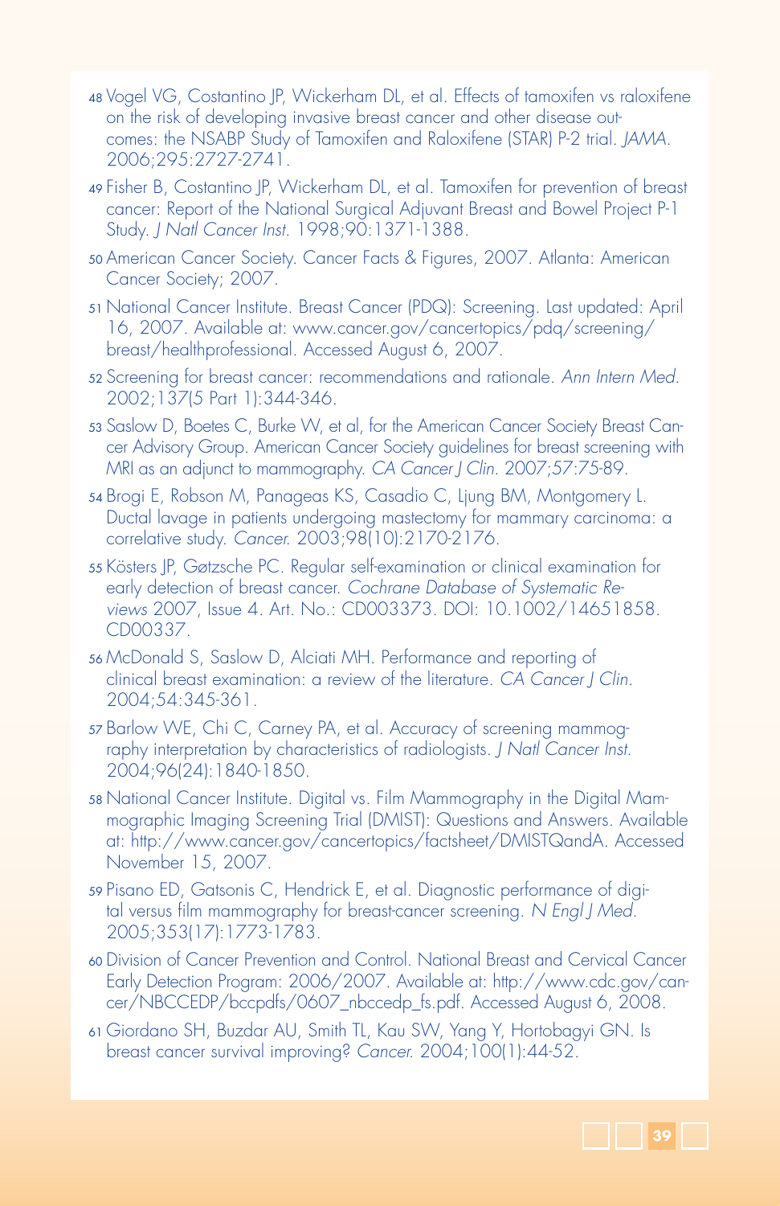48 Vogel VG, Costantino JP, Wickerham DL, et al. Effects of tamoxifen vs raloxifene on the risk of developing invasive breast cancer and other disease outcomes: the NSABP Study of Tamoxifen and Raloxifene (STAR) P-2 trial. *JAMA.* 2006;295:2727-2741.

49 Fisher B, Costantino JP, Wickerham DL, et al. Tamoxifen for prevention of breast cancer: Report of the National Surgical Adjuvant Breast and Bowel Project P-1 Study. *J Natl Cancer Inst.* 1998;90:1371-1388.

50 American Cancer Society. Cancer Facts & Figures, 2007. Atlanta: American Cancer Society; 2007.

51 National Cancer Institute. Breast Cancer (PDQ): Screening. Last updated: April 16, 2007. Available at: www.cancer.gov/cancertopics/pdq/screening/breast/healthprofessional. Accessed August 6, 2007.

52 Screening for breast cancer: recommendations and rationale. *Ann Intern Med.* 2002;137(5 Part 1):344-346.

53 Saslow D, Boetes C, Burke W, et al, for the American Cancer Society Breast Cancer Advisory Group. American Cancer Society guidelines for breast screening with MRI as an adjunct to mammography. *CA Cancer J Clin.* 2007;57:75-89.

54 Brogi E, Robson M, Panageas KS, Casadio C, Ljung BM, Montgomery L. Ductal lavage in patients undergoing mastectomy for mammary carcinoma: a correlative study. *Cancer.* 2003;98(10):2170-2176.

55 Kösters JP, Gøtzsche PC. Regular self-examination or clinical examination for early detection of breast cancer. *Cochrane Database of Systematic Reviews* 2007, Issue 4. Art. No.: CD003373. DOI: 10.1002/14651858.CD00337.

56 McDonald S, Saslow D, Alciati MH. Performance and reporting of clinical breast examination: a review of the literature. *CA Cancer J Clin.* 2004;54:345-361.

57 Barlow WE, Chi C, Carney PA, et al. Accuracy of screening mammography interpretation by characteristics of radiologists. *J Natl Cancer Inst.* 2004;96(24):1840-1850.

58 National Cancer Institute. Digital vs. Film Mammography in the Digital Mammographic Imaging Screening Trial (DMIST): Questions and Answers. Available at: http://www.cancer.gov/cancertopics/factsheet/DMISTQandA. Accessed November 15, 2007.

59 Pisano ED, Gatsonis C, Hendrick E, et al. Diagnostic performance of digital versus film mammography for breast-cancer screening. *N Engl J Med.* 2005;353(17):1773-1783.

60 Division of Cancer Prevention and Control. National Breast and Cervical Cancer Early Detection Program: 2006/2007. Available at: http://www.cdc.gov/cancer/NBCCEDP/bccpdfs/0607_nbccedp_fs.pdf. Accessed August 6, 2008.

61 Giordano SH, Buzdar AU, Smith TL, Kau SW, Yang Y, Hortobagyi GN. Is breast cancer survival improving? *Cancer.* 2004;100(1):44-52.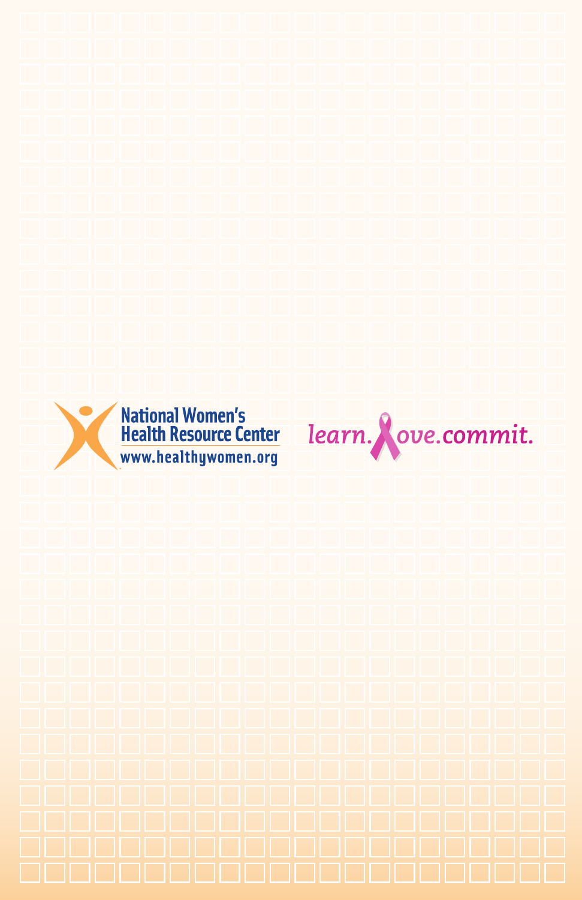National Women's Health Resource Center

www.healthywomen.org

learn.love.commit.